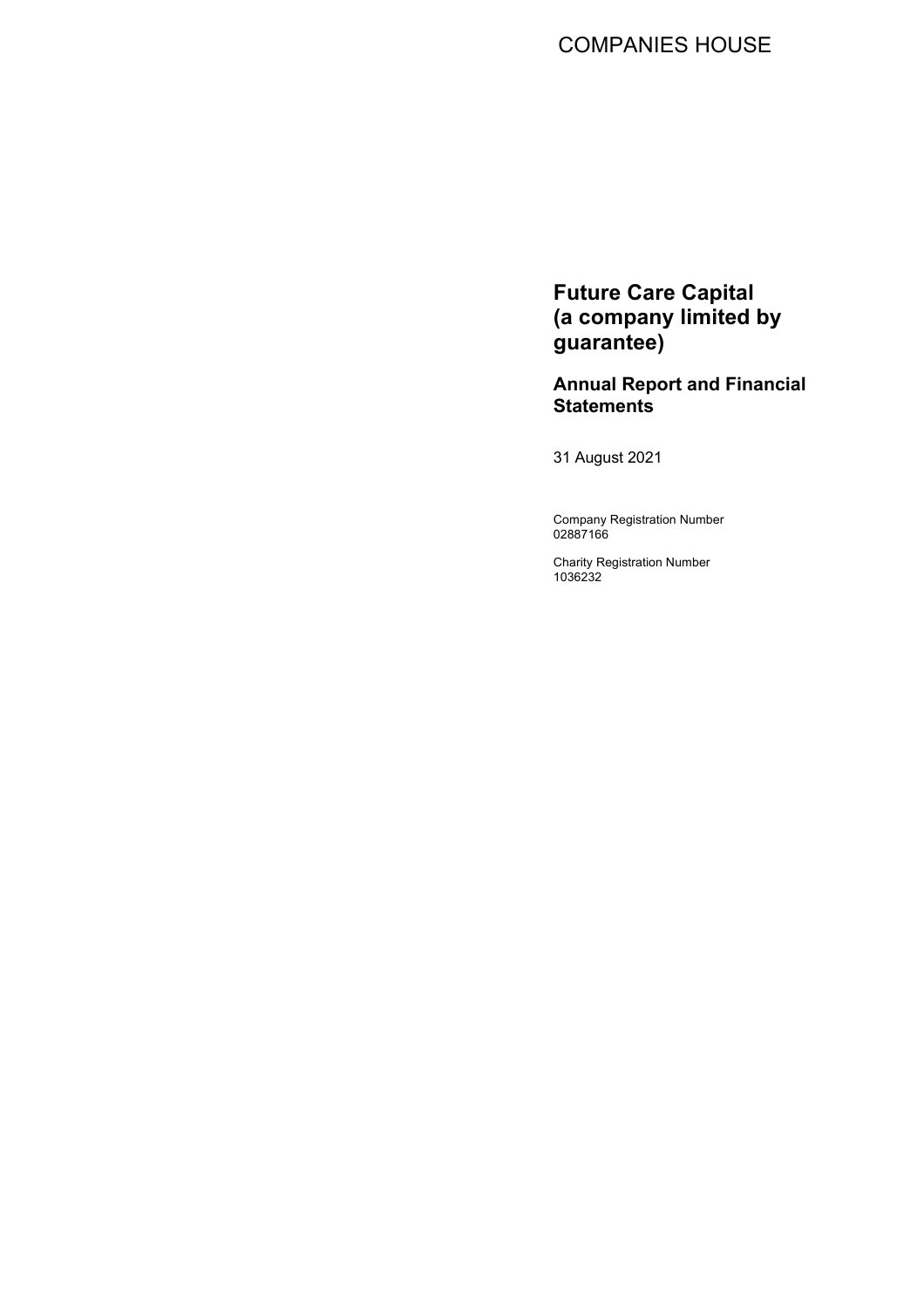COMPANIES HOUSE

# Future Care Capital (a company limited by guarantee)

## Annual Report and Financial Statements

31 August 2021

Company Registration Number
02887166

Charity Registration Number
1036232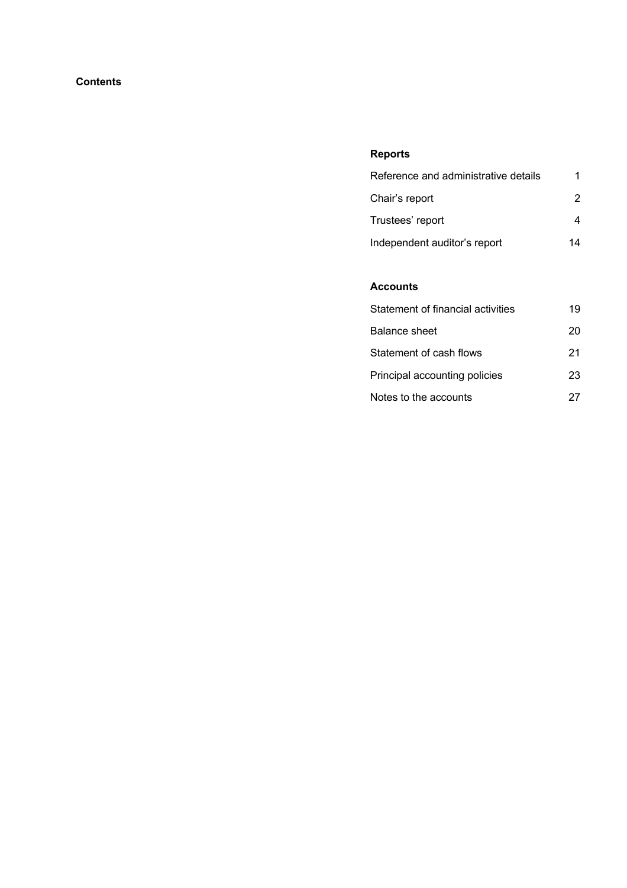# Contents

## Reports

| | |
|---|---|
| Reference and administrative details | 1 |
| Chair's report | 2 |
| Trustees' report | 4 |
| Independent auditor's report | 14 |

## Accounts

| | |
|---|---|
| Statement of financial activities | 19 |
| Balance sheet | 20 |
| Statement of cash flows | 21 |
| Principal accounting policies | 23 |
| Notes to the accounts | 27 |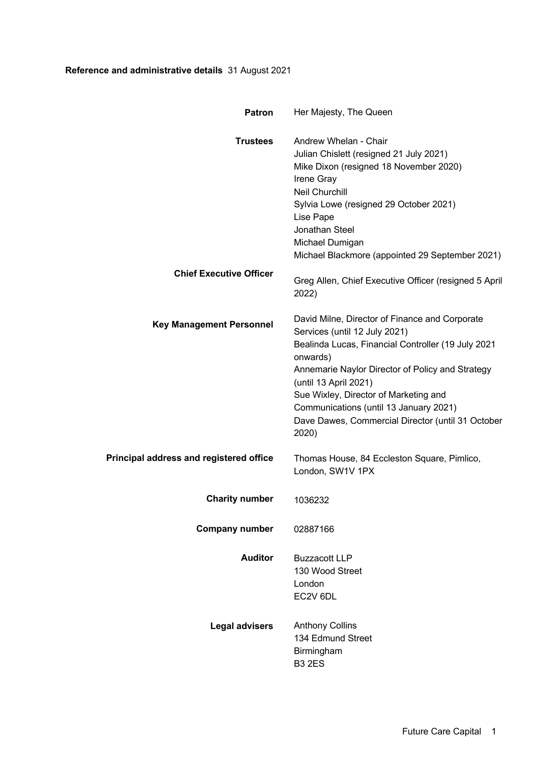**Reference and administrative details** 31 August 2021

| | |
|---|---|
| **Patron** | Her Majesty, The Queen |
| **Trustees** | Andrew Whelan - Chair<br>Julian Chislett (resigned 21 July 2021)<br>Mike Dixon (resigned 18 November 2020)<br>Irene Gray<br>Neil Churchill<br>Sylvia Lowe (resigned 29 October 2021)<br>Lise Pape<br>Jonathan Steel<br>Michael Dumigan<br>Michael Blackmore (appointed 29 September 2021) |
| **Chief Executive Officer** | Greg Allen, Chief Executive Officer (resigned 5 April 2022) |
| **Key Management Personnel** | David Milne, Director of Finance and Corporate Services (until 12 July 2021)<br>Bealinda Lucas, Financial Controller (19 July 2021 onwards)<br>Annemarie Naylor Director of Policy and Strategy (until 13 April 2021)<br>Sue Wixley, Director of Marketing and Communications (until 13 January 2021)<br>Dave Dawes, Commercial Director (until 31 October 2020) |
| **Principal address and registered office** | Thomas House, 84 Eccleston Square, Pimlico, London, SW1V 1PX |
| **Charity number** | 1036232 |
| **Company number** | 02887166 |
| **Auditor** | Buzzacott LLP<br>130 Wood Street<br>London<br>EC2V 6DL |
| **Legal advisers** | Anthony Collins<br>134 Edmund Street<br>Birmingham<br>B3 2ES |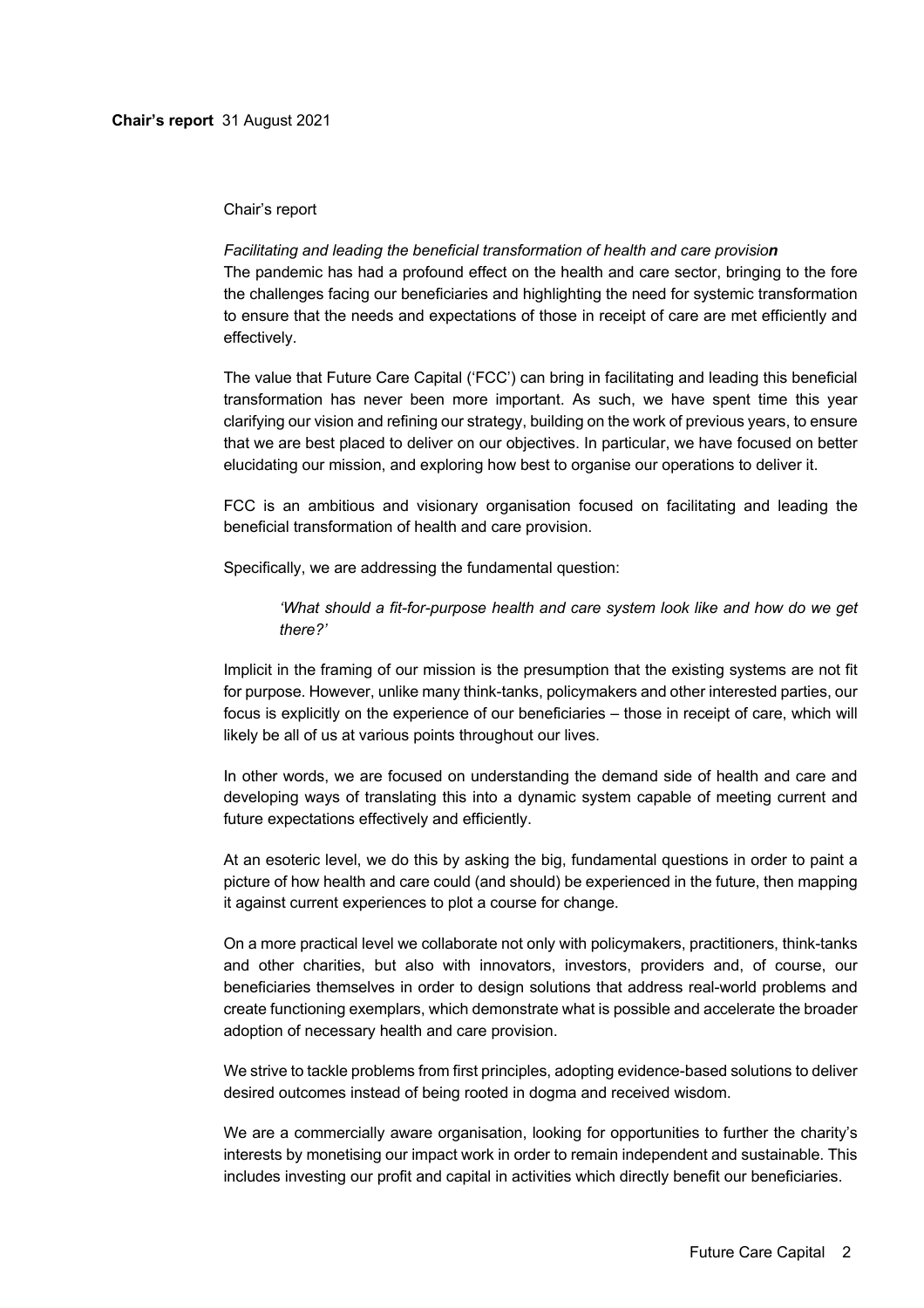Chair's report

*Facilitating and leading the beneficial transformation of health and care provision*

The pandemic has had a profound effect on the health and care sector, bringing to the fore the challenges facing our beneficiaries and highlighting the need for systemic transformation to ensure that the needs and expectations of those in receipt of care are met efficiently and effectively.

The value that Future Care Capital ('FCC') can bring in facilitating and leading this beneficial transformation has never been more important. As such, we have spent time this year clarifying our vision and refining our strategy, building on the work of previous years, to ensure that we are best placed to deliver on our objectives. In particular, we have focused on better elucidating our mission, and exploring how best to organise our operations to deliver it.

FCC is an ambitious and visionary organisation focused on facilitating and leading the beneficial transformation of health and care provision.

Specifically, we are addressing the fundamental question:

> *'What should a fit-for-purpose health and care system look like and how do we get there?'*

Implicit in the framing of our mission is the presumption that the existing systems are not fit for purpose. However, unlike many think-tanks, policymakers and other interested parties, our focus is explicitly on the experience of our beneficiaries – those in receipt of care, which will likely be all of us at various points throughout our lives.

In other words, we are focused on understanding the demand side of health and care and developing ways of translating this into a dynamic system capable of meeting current and future expectations effectively and efficiently.

At an esoteric level, we do this by asking the big, fundamental questions in order to paint a picture of how health and care could (and should) be experienced in the future, then mapping it against current experiences to plot a course for change.

On a more practical level we collaborate not only with policymakers, practitioners, think-tanks and other charities, but also with innovators, investors, providers and, of course, our beneficiaries themselves in order to design solutions that address real-world problems and create functioning exemplars, which demonstrate what is possible and accelerate the broader adoption of necessary health and care provision.

We strive to tackle problems from first principles, adopting evidence-based solutions to deliver desired outcomes instead of being rooted in dogma and received wisdom.

We are a commercially aware organisation, looking for opportunities to further the charity's interests by monetising our impact work in order to remain independent and sustainable. This includes investing our profit and capital in activities which directly benefit our beneficiaries.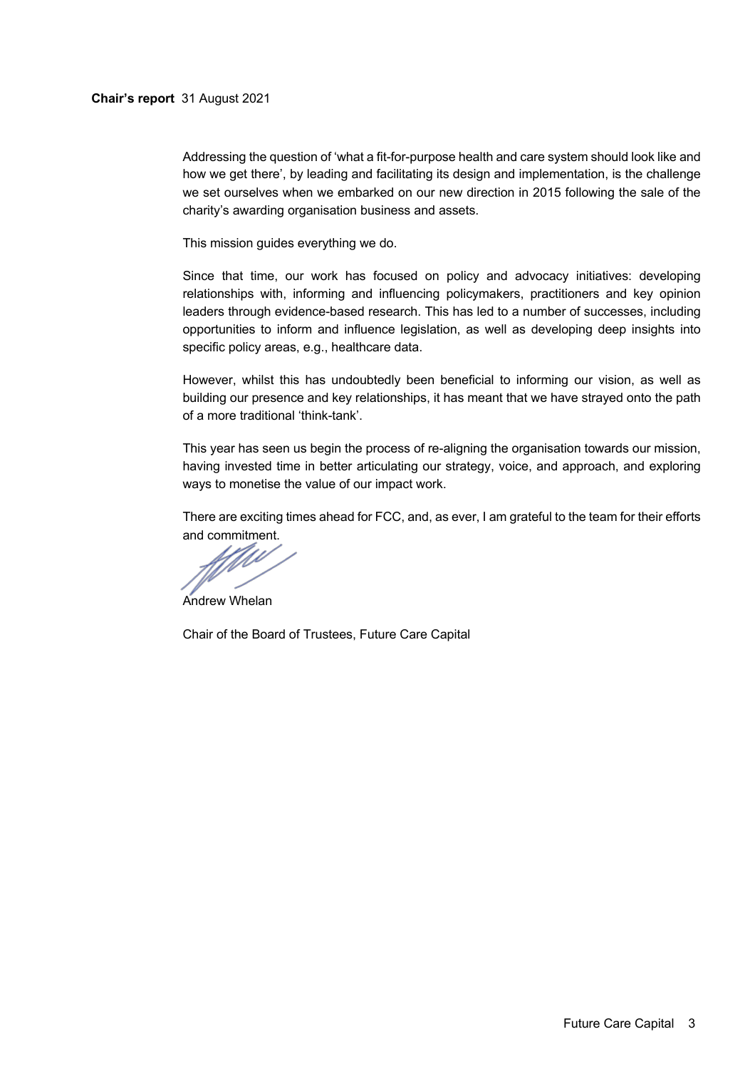**Chair's report** 31 August 2021

Addressing the question of 'what a fit-for-purpose health and care system should look like and how we get there', by leading and facilitating its design and implementation, is the challenge we set ourselves when we embarked on our new direction in 2015 following the sale of the charity's awarding organisation business and assets.

This mission guides everything we do.

Since that time, our work has focused on policy and advocacy initiatives: developing relationships with, informing and influencing policymakers, practitioners and key opinion leaders through evidence-based research. This has led to a number of successes, including opportunities to inform and influence legislation, as well as developing deep insights into specific policy areas, e.g., healthcare data.

However, whilst this has undoubtedly been beneficial to informing our vision, as well as building our presence and key relationships, it has meant that we have strayed onto the path of a more traditional 'think-tank'.

This year has seen us begin the process of re-aligning the organisation towards our mission, having invested time in better articulating our strategy, voice, and approach, and exploring ways to monetise the value of our impact work.

There are exciting times ahead for FCC, and, as ever, I am grateful to the team for their efforts and commitment.

Andrew Whelan

Chair of the Board of Trustees, Future Care Capital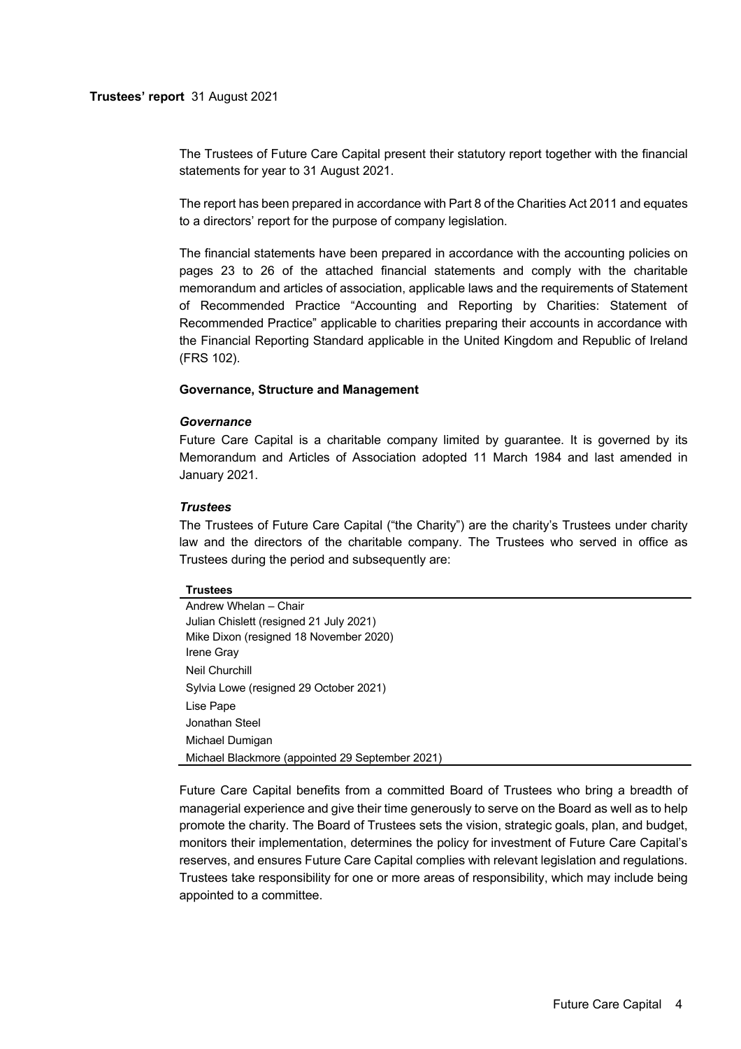**Trustees' report** 31 August 2021

The Trustees of Future Care Capital present their statutory report together with the financial statements for year to 31 August 2021.

The report has been prepared in accordance with Part 8 of the Charities Act 2011 and equates to a directors' report for the purpose of company legislation.

The financial statements have been prepared in accordance with the accounting policies on pages 23 to 26 of the attached financial statements and comply with the charitable memorandum and articles of association, applicable laws and the requirements of Statement of Recommended Practice "Accounting and Reporting by Charities: Statement of Recommended Practice" applicable to charities preparing their accounts in accordance with the Financial Reporting Standard applicable in the United Kingdom and Republic of Ireland (FRS 102).

### Governance, Structure and Management

#### *Governance*

Future Care Capital is a charitable company limited by guarantee. It is governed by its Memorandum and Articles of Association adopted 11 March 1984 and last amended in January 2021.

#### *Trustees*

The Trustees of Future Care Capital ("the Charity") are the charity's Trustees under charity law and the directors of the charitable company. The Trustees who served in office as Trustees during the period and subsequently are:

| Trustees |
|---|
| Andrew Whelan – Chair |
| Julian Chislett (resigned 21 July 2021) |
| Mike Dixon (resigned 18 November 2020) |
| Irene Gray |
| Neil Churchill |
| Sylvia Lowe (resigned 29 October 2021) |
| Lise Pape |
| Jonathan Steel |
| Michael Dumigan |
| Michael Blackmore (appointed 29 September 2021) |

Future Care Capital benefits from a committed Board of Trustees who bring a breadth of managerial experience and give their time generously to serve on the Board as well as to help promote the charity. The Board of Trustees sets the vision, strategic goals, plan, and budget, monitors their implementation, determines the policy for investment of Future Care Capital's reserves, and ensures Future Care Capital complies with relevant legislation and regulations. Trustees take responsibility for one or more areas of responsibility, which may include being appointed to a committee.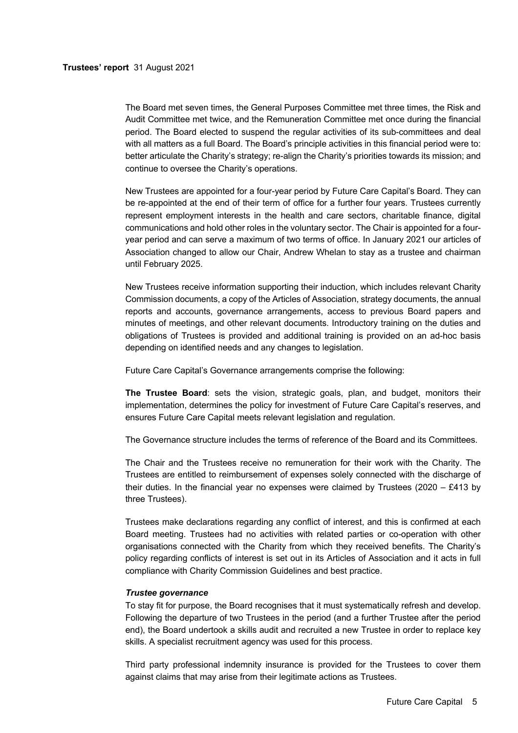The Board met seven times, the General Purposes Committee met three times, the Risk and Audit Committee met twice, and the Remuneration Committee met once during the financial period. The Board elected to suspend the regular activities of its sub-committees and deal with all matters as a full Board. The Board's principle activities in this financial period were to: better articulate the Charity's strategy; re-align the Charity's priorities towards its mission; and continue to oversee the Charity's operations.

New Trustees are appointed for a four-year period by Future Care Capital's Board. They can be re-appointed at the end of their term of office for a further four years. Trustees currently represent employment interests in the health and care sectors, charitable finance, digital communications and hold other roles in the voluntary sector. The Chair is appointed for a four-year period and can serve a maximum of two terms of office. In January 2021 our articles of Association changed to allow our Chair, Andrew Whelan to stay as a trustee and chairman until February 2025.

New Trustees receive information supporting their induction, which includes relevant Charity Commission documents, a copy of the Articles of Association, strategy documents, the annual reports and accounts, governance arrangements, access to previous Board papers and minutes of meetings, and other relevant documents. Introductory training on the duties and obligations of Trustees is provided and additional training is provided on an ad-hoc basis depending on identified needs and any changes to legislation.

Future Care Capital's Governance arrangements comprise the following:

**The Trustee Board**: sets the vision, strategic goals, plan, and budget, monitors their implementation, determines the policy for investment of Future Care Capital's reserves, and ensures Future Care Capital meets relevant legislation and regulation.

The Governance structure includes the terms of reference of the Board and its Committees.

The Chair and the Trustees receive no remuneration for their work with the Charity. The Trustees are entitled to reimbursement of expenses solely connected with the discharge of their duties. In the financial year no expenses were claimed by Trustees (2020 – £413 by three Trustees).

Trustees make declarations regarding any conflict of interest, and this is confirmed at each Board meeting. Trustees had no activities with related parties or co-operation with other organisations connected with the Charity from which they received benefits. The Charity's policy regarding conflicts of interest is set out in its Articles of Association and it acts in full compliance with Charity Commission Guidelines and best practice.

***Trustee governance***

To stay fit for purpose, the Board recognises that it must systematically refresh and develop. Following the departure of two Trustees in the period (and a further Trustee after the period end), the Board undertook a skills audit and recruited a new Trustee in order to replace key skills. A specialist recruitment agency was used for this process.

Third party professional indemnity insurance is provided for the Trustees to cover them against claims that may arise from their legitimate actions as Trustees.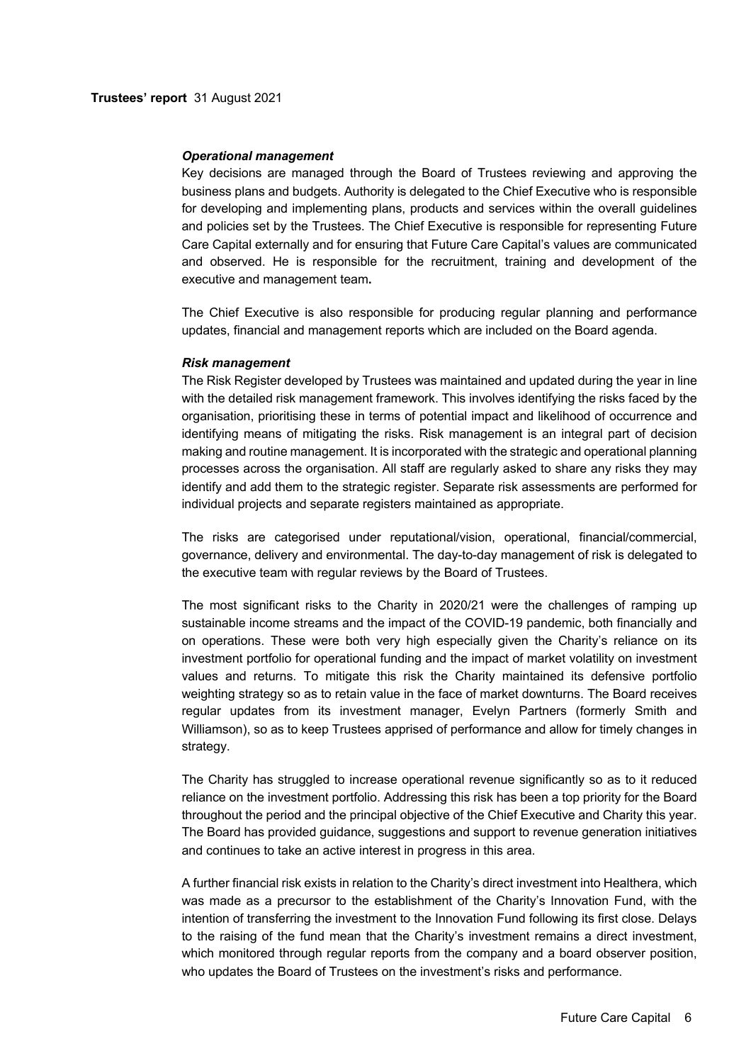### *Operational management*

Key decisions are managed through the Board of Trustees reviewing and approving the business plans and budgets. Authority is delegated to the Chief Executive who is responsible for developing and implementing plans, products and services within the overall guidelines and policies set by the Trustees. The Chief Executive is responsible for representing Future Care Capital externally and for ensuring that Future Care Capital's values are communicated and observed. He is responsible for the recruitment, training and development of the executive and management team**.**

The Chief Executive is also responsible for producing regular planning and performance updates, financial and management reports which are included on the Board agenda.

### *Risk management*

The Risk Register developed by Trustees was maintained and updated during the year in line with the detailed risk management framework. This involves identifying the risks faced by the organisation, prioritising these in terms of potential impact and likelihood of occurrence and identifying means of mitigating the risks. Risk management is an integral part of decision making and routine management. It is incorporated with the strategic and operational planning processes across the organisation. All staff are regularly asked to share any risks they may identify and add them to the strategic register. Separate risk assessments are performed for individual projects and separate registers maintained as appropriate.

The risks are categorised under reputational/vision, operational, financial/commercial, governance, delivery and environmental. The day-to-day management of risk is delegated to the executive team with regular reviews by the Board of Trustees.

The most significant risks to the Charity in 2020/21 were the challenges of ramping up sustainable income streams and the impact of the COVID-19 pandemic, both financially and on operations. These were both very high especially given the Charity's reliance on its investment portfolio for operational funding and the impact of market volatility on investment values and returns. To mitigate this risk the Charity maintained its defensive portfolio weighting strategy so as to retain value in the face of market downturns. The Board receives regular updates from its investment manager, Evelyn Partners (formerly Smith and Williamson), so as to keep Trustees apprised of performance and allow for timely changes in strategy.

The Charity has struggled to increase operational revenue significantly so as to it reduced reliance on the investment portfolio. Addressing this risk has been a top priority for the Board throughout the period and the principal objective of the Chief Executive and Charity this year. The Board has provided guidance, suggestions and support to revenue generation initiatives and continues to take an active interest in progress in this area.

A further financial risk exists in relation to the Charity's direct investment into Healthera, which was made as a precursor to the establishment of the Charity's Innovation Fund, with the intention of transferring the investment to the Innovation Fund following its first close. Delays to the raising of the fund mean that the Charity's investment remains a direct investment, which monitored through regular reports from the company and a board observer position, who updates the Board of Trustees on the investment's risks and performance.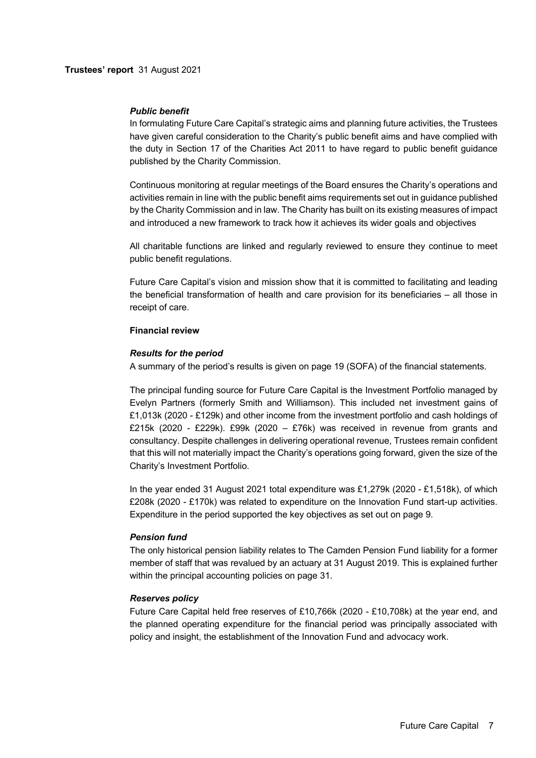### *Public benefit*

In formulating Future Care Capital's strategic aims and planning future activities, the Trustees have given careful consideration to the Charity's public benefit aims and have complied with the duty in Section 17 of the Charities Act 2011 to have regard to public benefit guidance published by the Charity Commission.

Continuous monitoring at regular meetings of the Board ensures the Charity's operations and activities remain in line with the public benefit aims requirements set out in guidance published by the Charity Commission and in law. The Charity has built on its existing measures of impact and introduced a new framework to track how it achieves its wider goals and objectives

All charitable functions are linked and regularly reviewed to ensure they continue to meet public benefit regulations.

Future Care Capital's vision and mission show that it is committed to facilitating and leading the beneficial transformation of health and care provision for its beneficiaries – all those in receipt of care.

## Financial review

### *Results for the period*

A summary of the period's results is given on page 19 (SOFA) of the financial statements.

The principal funding source for Future Care Capital is the Investment Portfolio managed by Evelyn Partners (formerly Smith and Williamson). This included net investment gains of £1,013k (2020 - £129k) and other income from the investment portfolio and cash holdings of £215k (2020 - £229k). £99k (2020 – £76k) was received in revenue from grants and consultancy. Despite challenges in delivering operational revenue, Trustees remain confident that this will not materially impact the Charity's operations going forward, given the size of the Charity's Investment Portfolio.

In the year ended 31 August 2021 total expenditure was £1,279k (2020 - £1,518k), of which £208k (2020 - £170k) was related to expenditure on the Innovation Fund start-up activities. Expenditure in the period supported the key objectives as set out on page 9.

### *Pension fund*

The only historical pension liability relates to The Camden Pension Fund liability for a former member of staff that was revalued by an actuary at 31 August 2019. This is explained further within the principal accounting policies on page 31.

### *Reserves policy*

Future Care Capital held free reserves of £10,766k (2020 - £10,708k) at the year end, and the planned operating expenditure for the financial period was principally associated with policy and insight, the establishment of the Innovation Fund and advocacy work.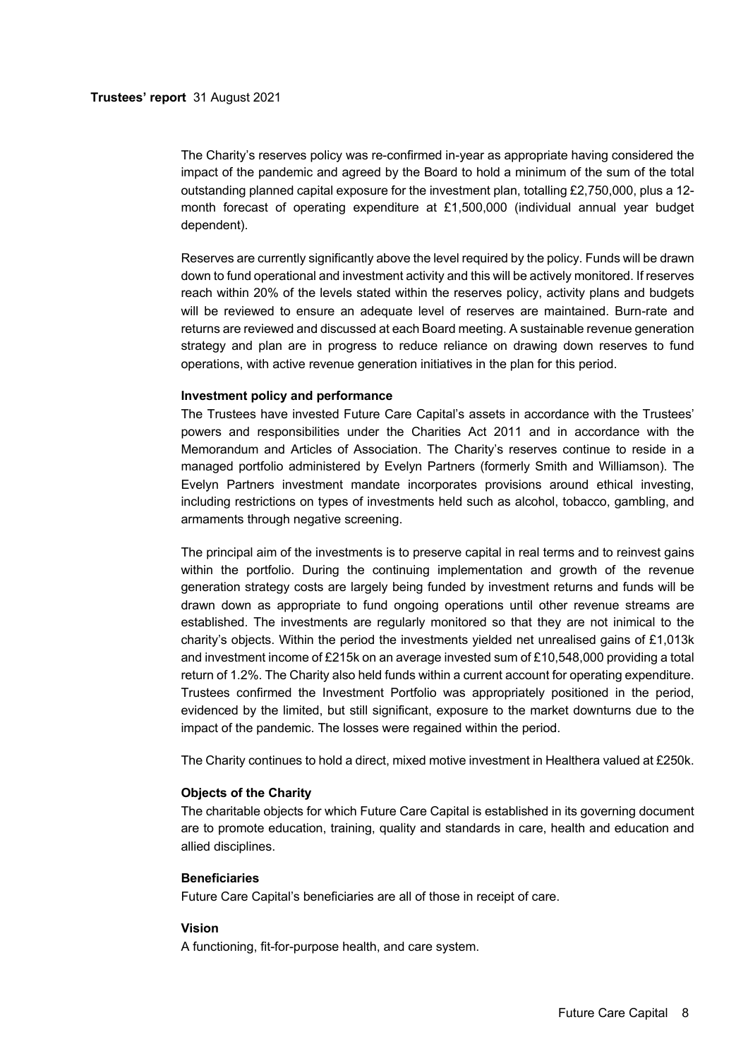The Charity's reserves policy was re-confirmed in-year as appropriate having considered the impact of the pandemic and agreed by the Board to hold a minimum of the sum of the total outstanding planned capital exposure for the investment plan, totalling £2,750,000, plus a 12-month forecast of operating expenditure at £1,500,000 (individual annual year budget dependent).

Reserves are currently significantly above the level required by the policy. Funds will be drawn down to fund operational and investment activity and this will be actively monitored. If reserves reach within 20% of the levels stated within the reserves policy, activity plans and budgets will be reviewed to ensure an adequate level of reserves are maintained. Burn-rate and returns are reviewed and discussed at each Board meeting. A sustainable revenue generation strategy and plan are in progress to reduce reliance on drawing down reserves to fund operations, with active revenue generation initiatives in the plan for this period.

**Investment policy and performance**

The Trustees have invested Future Care Capital's assets in accordance with the Trustees' powers and responsibilities under the Charities Act 2011 and in accordance with the Memorandum and Articles of Association. The Charity's reserves continue to reside in a managed portfolio administered by Evelyn Partners (formerly Smith and Williamson). The Evelyn Partners investment mandate incorporates provisions around ethical investing, including restrictions on types of investments held such as alcohol, tobacco, gambling, and armaments through negative screening.

The principal aim of the investments is to preserve capital in real terms and to reinvest gains within the portfolio. During the continuing implementation and growth of the revenue generation strategy costs are largely being funded by investment returns and funds will be drawn down as appropriate to fund ongoing operations until other revenue streams are established. The investments are regularly monitored so that they are not inimical to the charity's objects. Within the period the investments yielded net unrealised gains of £1,013k and investment income of £215k on an average invested sum of £10,548,000 providing a total return of 1.2%. The Charity also held funds within a current account for operating expenditure. Trustees confirmed the Investment Portfolio was appropriately positioned in the period, evidenced by the limited, but still significant, exposure to the market downturns due to the impact of the pandemic. The losses were regained within the period.

The Charity continues to hold a direct, mixed motive investment in Healthera valued at £250k.

**Objects of the Charity**

The charitable objects for which Future Care Capital is established in its governing document are to promote education, training, quality and standards in care, health and education and allied disciplines.

**Beneficiaries**

Future Care Capital's beneficiaries are all of those in receipt of care.

**Vision**

A functioning, fit-for-purpose health, and care system.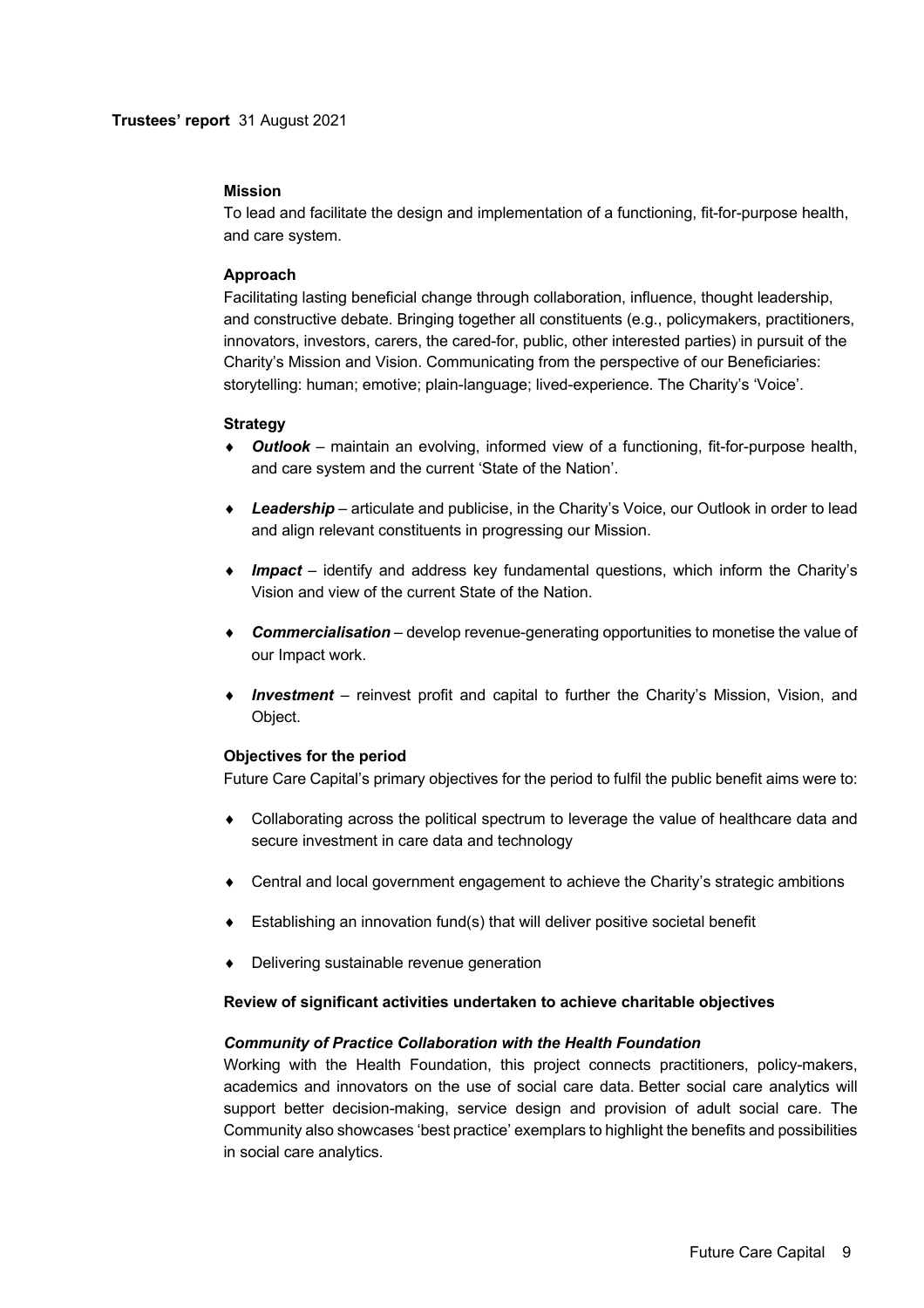**Mission**

To lead and facilitate the design and implementation of a functioning, fit-for-purpose health, and care system.

**Approach**

Facilitating lasting beneficial change through collaboration, influence, thought leadership, and constructive debate. Bringing together all constituents (e.g., policymakers, practitioners, innovators, investors, carers, the cared-for, public, other interested parties) in pursuit of the Charity's Mission and Vision. Communicating from the perspective of our Beneficiaries: storytelling: human; emotive; plain-language; lived-experience. The Charity's 'Voice'.

**Strategy**

- ***Outlook*** – maintain an evolving, informed view of a functioning, fit-for-purpose health, and care system and the current 'State of the Nation'.
- ***Leadership*** – articulate and publicise, in the Charity's Voice, our Outlook in order to lead and align relevant constituents in progressing our Mission.
- ***Impact*** – identify and address key fundamental questions, which inform the Charity's Vision and view of the current State of the Nation.
- ***Commercialisation*** – develop revenue-generating opportunities to monetise the value of our Impact work.
- ***Investment*** – reinvest profit and capital to further the Charity's Mission, Vision, and Object.

**Objectives for the period**

Future Care Capital's primary objectives for the period to fulfil the public benefit aims were to:

- Collaborating across the political spectrum to leverage the value of healthcare data and secure investment in care data and technology
- Central and local government engagement to achieve the Charity's strategic ambitions
- Establishing an innovation fund(s) that will deliver positive societal benefit
- Delivering sustainable revenue generation

**Review of significant activities undertaken to achieve charitable objectives**

***Community of Practice Collaboration with the Health Foundation***

Working with the Health Foundation, this project connects practitioners, policy-makers, academics and innovators on the use of social care data. Better social care analytics will support better decision-making, service design and provision of adult social care. The Community also showcases 'best practice' exemplars to highlight the benefits and possibilities in social care analytics.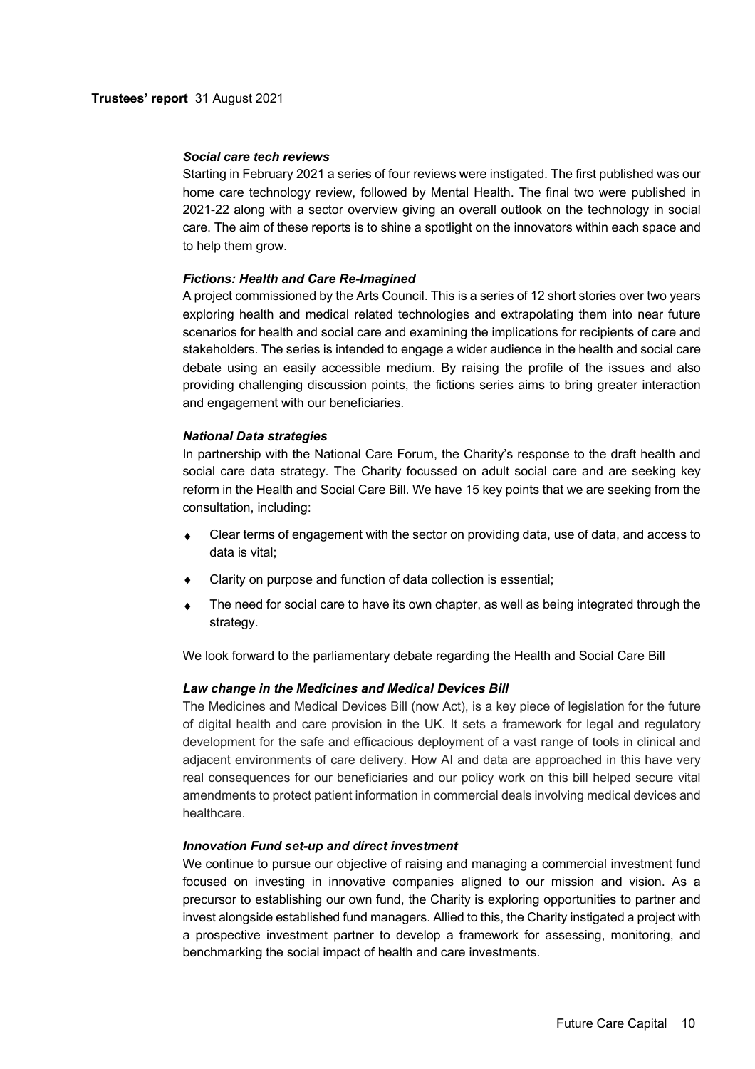### *Social care tech reviews*

Starting in February 2021 a series of four reviews were instigated. The first published was our home care technology review, followed by Mental Health. The final two were published in 2021-22 along with a sector overview giving an overall outlook on the technology in social care. The aim of these reports is to shine a spotlight on the innovators within each space and to help them grow.

### *Fictions: Health and Care Re-Imagined*

A project commissioned by the Arts Council. This is a series of 12 short stories over two years exploring health and medical related technologies and extrapolating them into near future scenarios for health and social care and examining the implications for recipients of care and stakeholders. The series is intended to engage a wider audience in the health and social care debate using an easily accessible medium. By raising the profile of the issues and also providing challenging discussion points, the fictions series aims to bring greater interaction and engagement with our beneficiaries.

### *National Data strategies*

In partnership with the National Care Forum, the Charity's response to the draft health and social care data strategy. The Charity focussed on adult social care and are seeking key reform in the Health and Social Care Bill. We have 15 key points that we are seeking from the consultation, including:

- Clear terms of engagement with the sector on providing data, use of data, and access to data is vital;
- Clarity on purpose and function of data collection is essential;
- The need for social care to have its own chapter, as well as being integrated through the strategy.

We look forward to the parliamentary debate regarding the Health and Social Care Bill

### *Law change in the Medicines and Medical Devices Bill*

The Medicines and Medical Devices Bill (now Act), is a key piece of legislation for the future of digital health and care provision in the UK. It sets a framework for legal and regulatory development for the safe and efficacious deployment of a vast range of tools in clinical and adjacent environments of care delivery. How AI and data are approached in this have very real consequences for our beneficiaries and our policy work on this bill helped secure vital amendments to protect patient information in commercial deals involving medical devices and healthcare.

### *Innovation Fund set-up and direct investment*

We continue to pursue our objective of raising and managing a commercial investment fund focused on investing in innovative companies aligned to our mission and vision. As a precursor to establishing our own fund, the Charity is exploring opportunities to partner and invest alongside established fund managers. Allied to this, the Charity instigated a project with a prospective investment partner to develop a framework for assessing, monitoring, and benchmarking the social impact of health and care investments.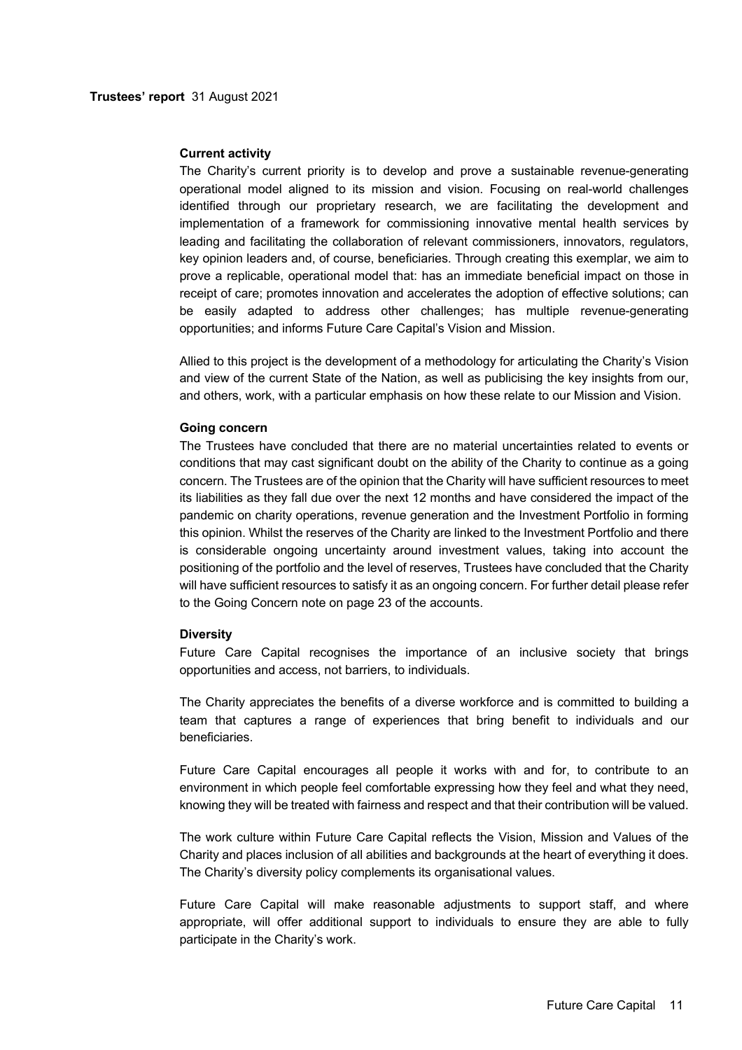**Trustees' report** 31 August 2021

### Current activity

The Charity's current priority is to develop and prove a sustainable revenue-generating operational model aligned to its mission and vision. Focusing on real-world challenges identified through our proprietary research, we are facilitating the development and implementation of a framework for commissioning innovative mental health services by leading and facilitating the collaboration of relevant commissioners, innovators, regulators, key opinion leaders and, of course, beneficiaries. Through creating this exemplar, we aim to prove a replicable, operational model that: has an immediate beneficial impact on those in receipt of care; promotes innovation and accelerates the adoption of effective solutions; can be easily adapted to address other challenges; has multiple revenue-generating opportunities; and informs Future Care Capital's Vision and Mission.

Allied to this project is the development of a methodology for articulating the Charity's Vision and view of the current State of the Nation, as well as publicising the key insights from our, and others, work, with a particular emphasis on how these relate to our Mission and Vision.

### Going concern

The Trustees have concluded that there are no material uncertainties related to events or conditions that may cast significant doubt on the ability of the Charity to continue as a going concern. The Trustees are of the opinion that the Charity will have sufficient resources to meet its liabilities as they fall due over the next 12 months and have considered the impact of the pandemic on charity operations, revenue generation and the Investment Portfolio in forming this opinion. Whilst the reserves of the Charity are linked to the Investment Portfolio and there is considerable ongoing uncertainty around investment values, taking into account the positioning of the portfolio and the level of reserves, Trustees have concluded that the Charity will have sufficient resources to satisfy it as an ongoing concern. For further detail please refer to the Going Concern note on page 23 of the accounts.

### Diversity

Future Care Capital recognises the importance of an inclusive society that brings opportunities and access, not barriers, to individuals.

The Charity appreciates the benefits of a diverse workforce and is committed to building a team that captures a range of experiences that bring benefit to individuals and our beneficiaries.

Future Care Capital encourages all people it works with and for, to contribute to an environment in which people feel comfortable expressing how they feel and what they need, knowing they will be treated with fairness and respect and that their contribution will be valued.

The work culture within Future Care Capital reflects the Vision, Mission and Values of the Charity and places inclusion of all abilities and backgrounds at the heart of everything it does. The Charity's diversity policy complements its organisational values.

Future Care Capital will make reasonable adjustments to support staff, and where appropriate, will offer additional support to individuals to ensure they are able to fully participate in the Charity's work.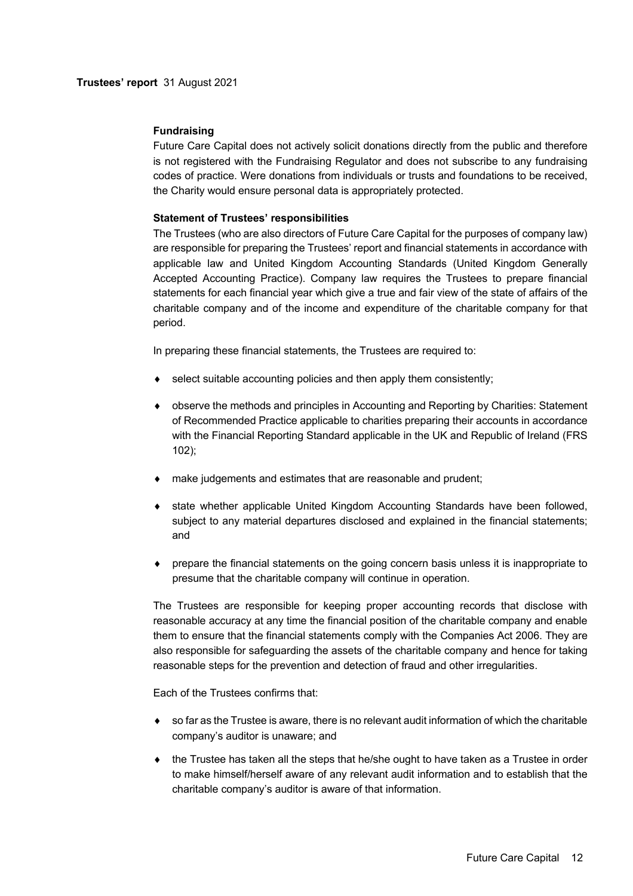#### Fundraising

Future Care Capital does not actively solicit donations directly from the public and therefore is not registered with the Fundraising Regulator and does not subscribe to any fundraising codes of practice. Were donations from individuals or trusts and foundations to be received, the Charity would ensure personal data is appropriately protected.

#### Statement of Trustees' responsibilities

The Trustees (who are also directors of Future Care Capital for the purposes of company law) are responsible for preparing the Trustees' report and financial statements in accordance with applicable law and United Kingdom Accounting Standards (United Kingdom Generally Accepted Accounting Practice). Company law requires the Trustees to prepare financial statements for each financial year which give a true and fair view of the state of affairs of the charitable company and of the income and expenditure of the charitable company for that period.

In preparing these financial statements, the Trustees are required to:

- select suitable accounting policies and then apply them consistently;
- observe the methods and principles in Accounting and Reporting by Charities: Statement of Recommended Practice applicable to charities preparing their accounts in accordance with the Financial Reporting Standard applicable in the UK and Republic of Ireland (FRS 102);
- make judgements and estimates that are reasonable and prudent;
- state whether applicable United Kingdom Accounting Standards have been followed, subject to any material departures disclosed and explained in the financial statements; and
- prepare the financial statements on the going concern basis unless it is inappropriate to presume that the charitable company will continue in operation.

The Trustees are responsible for keeping proper accounting records that disclose with reasonable accuracy at any time the financial position of the charitable company and enable them to ensure that the financial statements comply with the Companies Act 2006. They are also responsible for safeguarding the assets of the charitable company and hence for taking reasonable steps for the prevention and detection of fraud and other irregularities.

Each of the Trustees confirms that:

- so far as the Trustee is aware, there is no relevant audit information of which the charitable company's auditor is unaware; and
- the Trustee has taken all the steps that he/she ought to have taken as a Trustee in order to make himself/herself aware of any relevant audit information and to establish that the charitable company's auditor is aware of that information.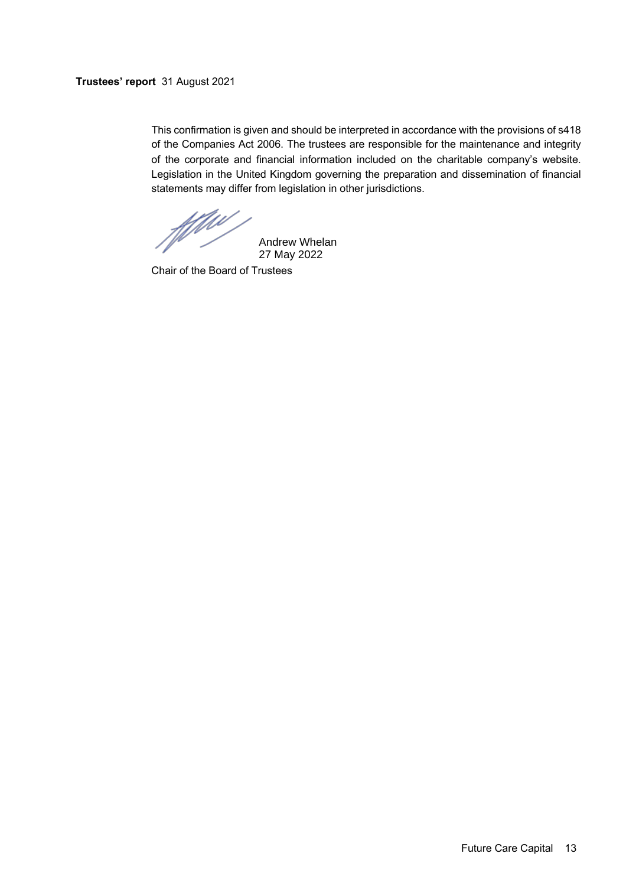This confirmation is given and should be interpreted in accordance with the provisions of s418 of the Companies Act 2006. The trustees are responsible for the maintenance and integrity of the corporate and financial information included on the charitable company's website. Legislation in the United Kingdom governing the preparation and dissemination of financial statements may differ from legislation in other jurisdictions.

Andrew Whelan
27 May 2022

Chair of the Board of Trustees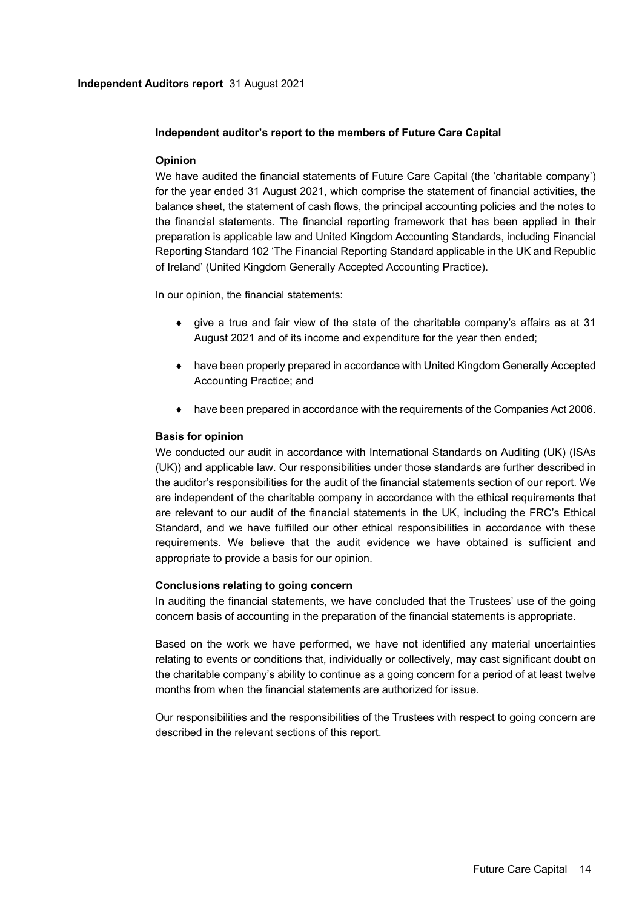**Independent auditor's report to the members of Future Care Capital**

**Opinion**

We have audited the financial statements of Future Care Capital (the 'charitable company') for the year ended 31 August 2021, which comprise the statement of financial activities, the balance sheet, the statement of cash flows, the principal accounting policies and the notes to the financial statements. The financial reporting framework that has been applied in their preparation is applicable law and United Kingdom Accounting Standards, including Financial Reporting Standard 102 'The Financial Reporting Standard applicable in the UK and Republic of Ireland' (United Kingdom Generally Accepted Accounting Practice).

In our opinion, the financial statements:

- give a true and fair view of the state of the charitable company's affairs as at 31 August 2021 and of its income and expenditure for the year then ended;
- have been properly prepared in accordance with United Kingdom Generally Accepted Accounting Practice; and
- have been prepared in accordance with the requirements of the Companies Act 2006.

**Basis for opinion**

We conducted our audit in accordance with International Standards on Auditing (UK) (ISAs (UK)) and applicable law. Our responsibilities under those standards are further described in the auditor's responsibilities for the audit of the financial statements section of our report. We are independent of the charitable company in accordance with the ethical requirements that are relevant to our audit of the financial statements in the UK, including the FRC's Ethical Standard, and we have fulfilled our other ethical responsibilities in accordance with these requirements. We believe that the audit evidence we have obtained is sufficient and appropriate to provide a basis for our opinion.

**Conclusions relating to going concern**

In auditing the financial statements, we have concluded that the Trustees' use of the going concern basis of accounting in the preparation of the financial statements is appropriate.

Based on the work we have performed, we have not identified any material uncertainties relating to events or conditions that, individually or collectively, may cast significant doubt on the charitable company's ability to continue as a going concern for a period of at least twelve months from when the financial statements are authorized for issue.

Our responsibilities and the responsibilities of the Trustees with respect to going concern are described in the relevant sections of this report.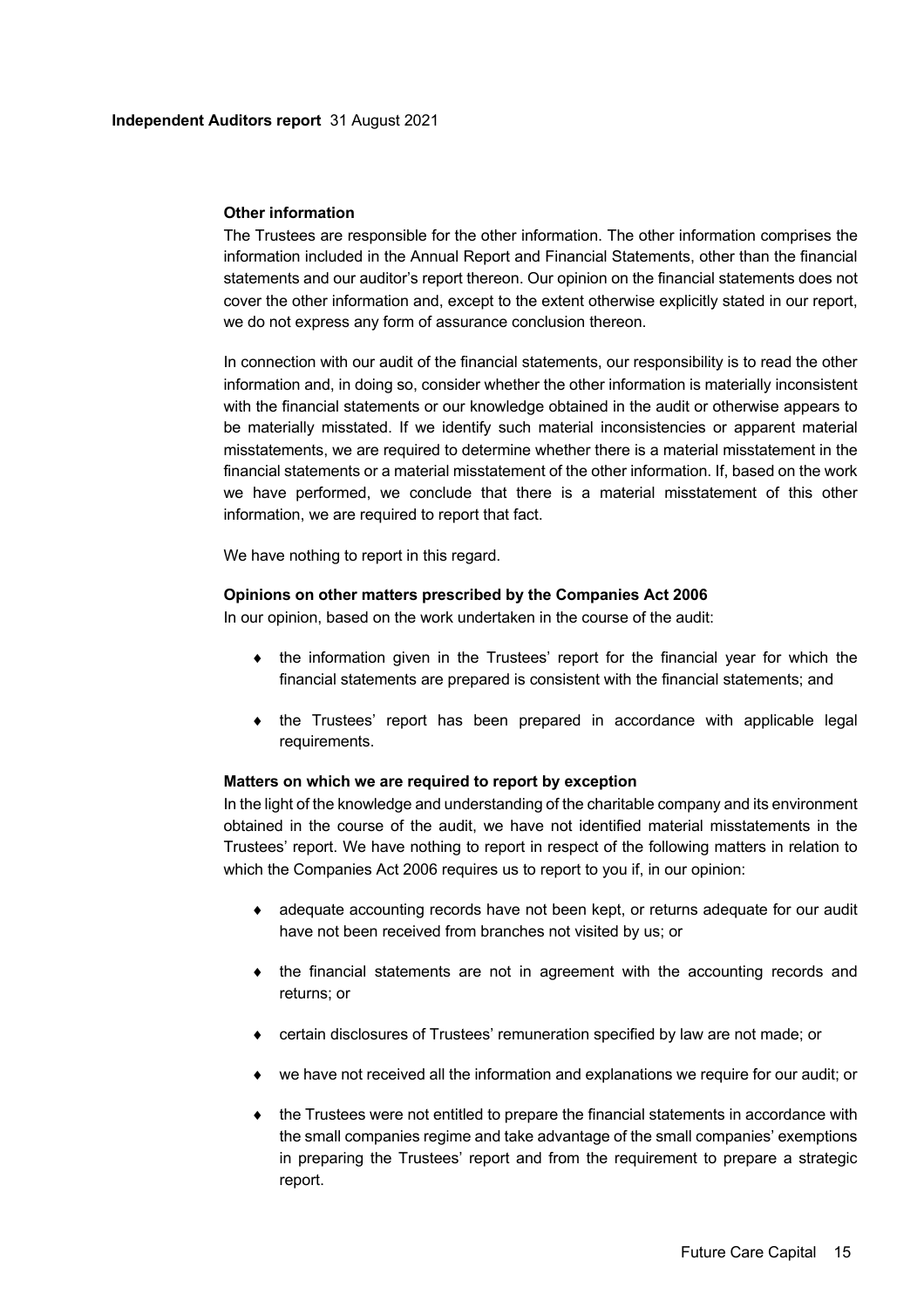#### Other information

The Trustees are responsible for the other information. The other information comprises the information included in the Annual Report and Financial Statements, other than the financial statements and our auditor's report thereon. Our opinion on the financial statements does not cover the other information and, except to the extent otherwise explicitly stated in our report, we do not express any form of assurance conclusion thereon.

In connection with our audit of the financial statements, our responsibility is to read the other information and, in doing so, consider whether the other information is materially inconsistent with the financial statements or our knowledge obtained in the audit or otherwise appears to be materially misstated. If we identify such material inconsistencies or apparent material misstatements, we are required to determine whether there is a material misstatement in the financial statements or a material misstatement of the other information. If, based on the work we have performed, we conclude that there is a material misstatement of this other information, we are required to report that fact.

We have nothing to report in this regard.

#### Opinions on other matters prescribed by the Companies Act 2006

In our opinion, based on the work undertaken in the course of the audit:

- the information given in the Trustees' report for the financial year for which the financial statements are prepared is consistent with the financial statements; and
- the Trustees' report has been prepared in accordance with applicable legal requirements.

#### Matters on which we are required to report by exception

In the light of the knowledge and understanding of the charitable company and its environment obtained in the course of the audit, we have not identified material misstatements in the Trustees' report. We have nothing to report in respect of the following matters in relation to which the Companies Act 2006 requires us to report to you if, in our opinion:

- adequate accounting records have not been kept, or returns adequate for our audit have not been received from branches not visited by us; or
- the financial statements are not in agreement with the accounting records and returns; or
- certain disclosures of Trustees' remuneration specified by law are not made; or
- we have not received all the information and explanations we require for our audit; or
- the Trustees were not entitled to prepare the financial statements in accordance with the small companies regime and take advantage of the small companies' exemptions in preparing the Trustees' report and from the requirement to prepare a strategic report.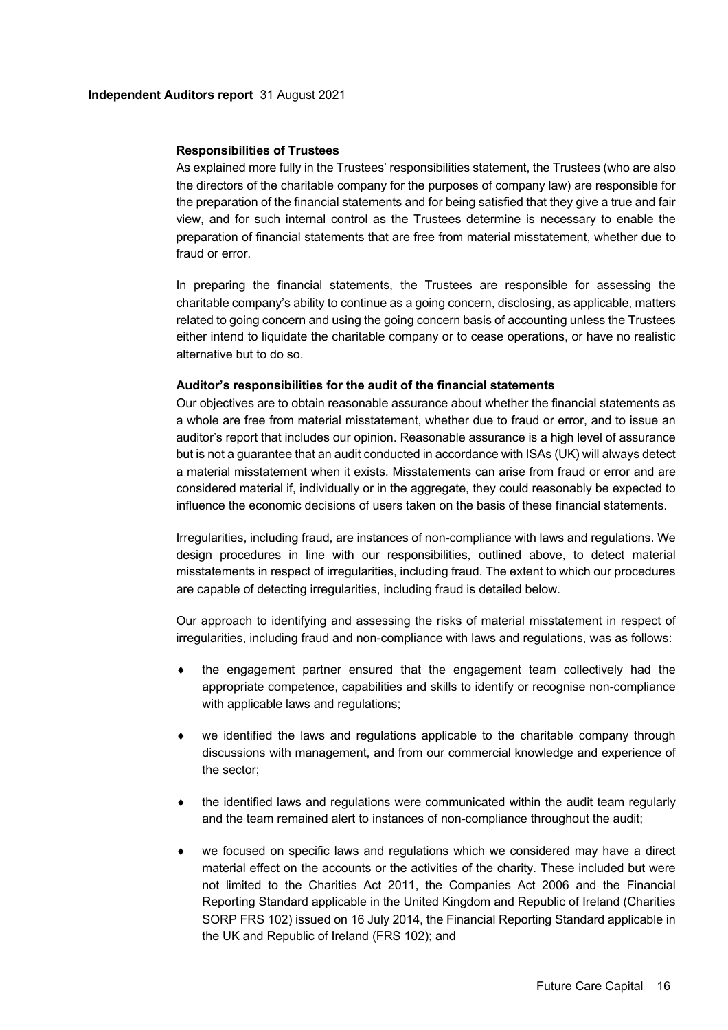#### Responsibilities of Trustees

As explained more fully in the Trustees' responsibilities statement, the Trustees (who are also the directors of the charitable company for the purposes of company law) are responsible for the preparation of the financial statements and for being satisfied that they give a true and fair view, and for such internal control as the Trustees determine is necessary to enable the preparation of financial statements that are free from material misstatement, whether due to fraud or error.

In preparing the financial statements, the Trustees are responsible for assessing the charitable company's ability to continue as a going concern, disclosing, as applicable, matters related to going concern and using the going concern basis of accounting unless the Trustees either intend to liquidate the charitable company or to cease operations, or have no realistic alternative but to do so.

#### Auditor's responsibilities for the audit of the financial statements

Our objectives are to obtain reasonable assurance about whether the financial statements as a whole are free from material misstatement, whether due to fraud or error, and to issue an auditor's report that includes our opinion. Reasonable assurance is a high level of assurance but is not a guarantee that an audit conducted in accordance with ISAs (UK) will always detect a material misstatement when it exists. Misstatements can arise from fraud or error and are considered material if, individually or in the aggregate, they could reasonably be expected to influence the economic decisions of users taken on the basis of these financial statements.

Irregularities, including fraud, are instances of non-compliance with laws and regulations. We design procedures in line with our responsibilities, outlined above, to detect material misstatements in respect of irregularities, including fraud. The extent to which our procedures are capable of detecting irregularities, including fraud is detailed below.

Our approach to identifying and assessing the risks of material misstatement in respect of irregularities, including fraud and non-compliance with laws and regulations, was as follows:

- the engagement partner ensured that the engagement team collectively had the appropriate competence, capabilities and skills to identify or recognise non-compliance with applicable laws and regulations;
- we identified the laws and regulations applicable to the charitable company through discussions with management, and from our commercial knowledge and experience of the sector;
- the identified laws and regulations were communicated within the audit team regularly and the team remained alert to instances of non-compliance throughout the audit;
- we focused on specific laws and regulations which we considered may have a direct material effect on the accounts or the activities of the charity. These included but were not limited to the Charities Act 2011, the Companies Act 2006 and the Financial Reporting Standard applicable in the United Kingdom and Republic of Ireland (Charities SORP FRS 102) issued on 16 July 2014, the Financial Reporting Standard applicable in the UK and Republic of Ireland (FRS 102); and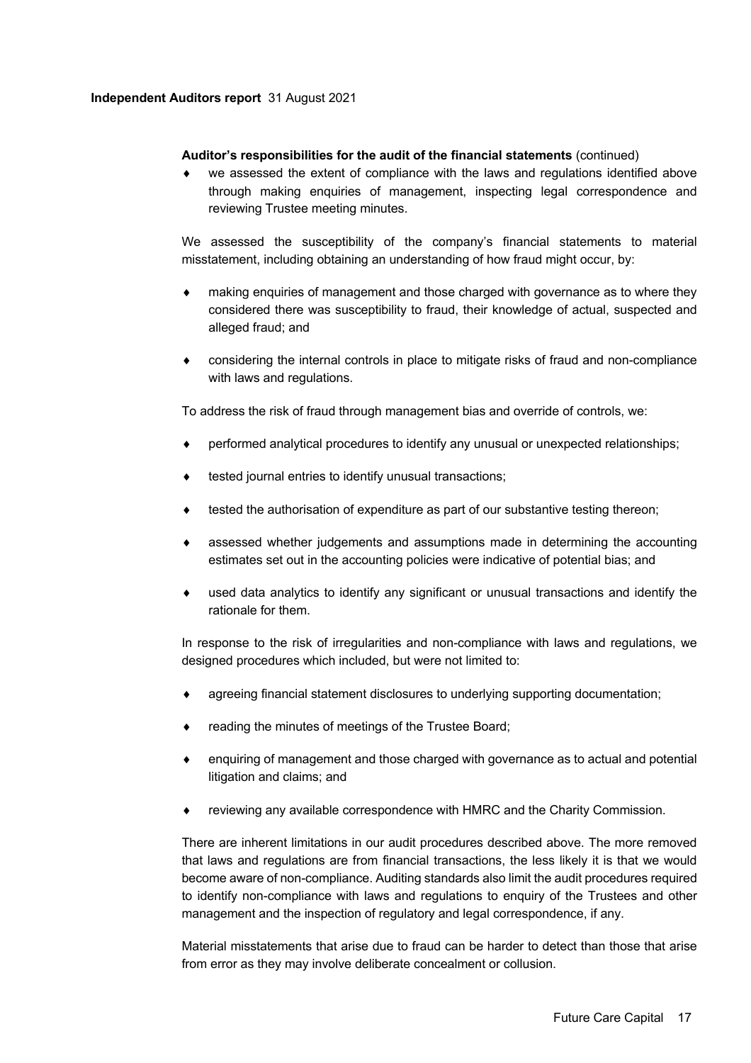**Auditor's responsibilities for the audit of the financial statements** (continued)

- we assessed the extent of compliance with the laws and regulations identified above through making enquiries of management, inspecting legal correspondence and reviewing Trustee meeting minutes.

We assessed the susceptibility of the company's financial statements to material misstatement, including obtaining an understanding of how fraud might occur, by:

- making enquiries of management and those charged with governance as to where they considered there was susceptibility to fraud, their knowledge of actual, suspected and alleged fraud; and
- considering the internal controls in place to mitigate risks of fraud and non-compliance with laws and regulations.

To address the risk of fraud through management bias and override of controls, we:

- performed analytical procedures to identify any unusual or unexpected relationships;
- tested journal entries to identify unusual transactions;
- tested the authorisation of expenditure as part of our substantive testing thereon;
- assessed whether judgements and assumptions made in determining the accounting estimates set out in the accounting policies were indicative of potential bias; and
- used data analytics to identify any significant or unusual transactions and identify the rationale for them.

In response to the risk of irregularities and non-compliance with laws and regulations, we designed procedures which included, but were not limited to:

- agreeing financial statement disclosures to underlying supporting documentation;
- reading the minutes of meetings of the Trustee Board;
- enquiring of management and those charged with governance as to actual and potential litigation and claims; and
- reviewing any available correspondence with HMRC and the Charity Commission.

There are inherent limitations in our audit procedures described above. The more removed that laws and regulations are from financial transactions, the less likely it is that we would become aware of non-compliance. Auditing standards also limit the audit procedures required to identify non-compliance with laws and regulations to enquiry of the Trustees and other management and the inspection of regulatory and legal correspondence, if any.

Material misstatements that arise due to fraud can be harder to detect than those that arise from error as they may involve deliberate concealment or collusion.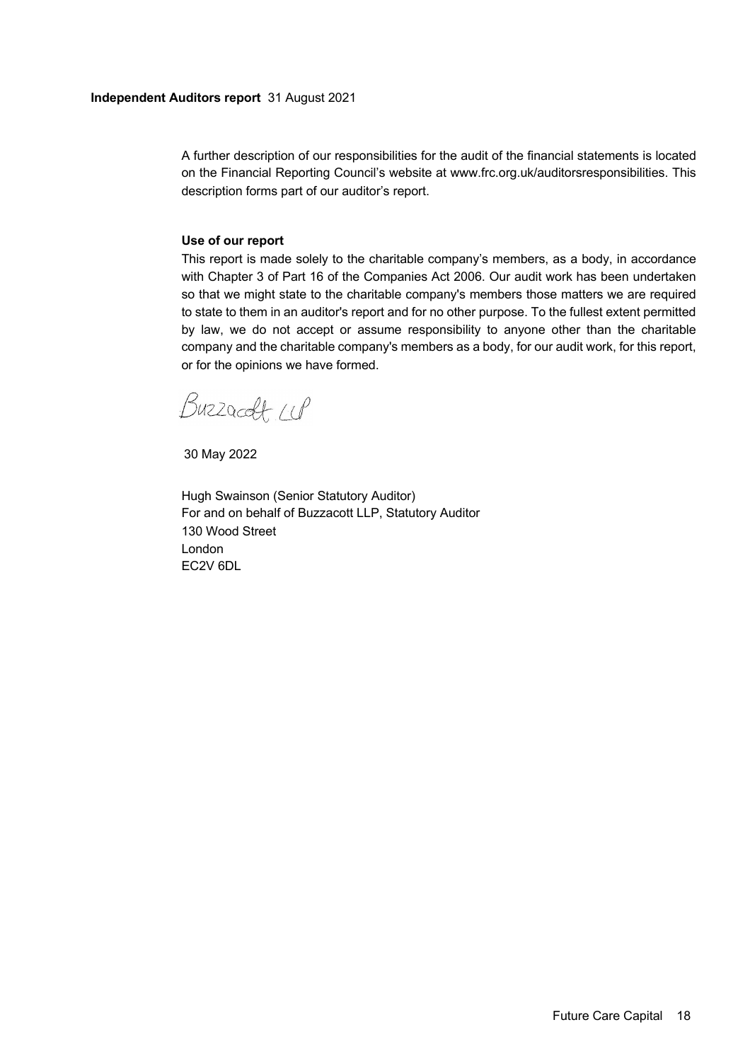**Independent Auditors report** 31 August 2021

A further description of our responsibilities for the audit of the financial statements is located on the Financial Reporting Council's website at www.frc.org.uk/auditorsresponsibilities. This description forms part of our auditor's report.

**Use of our report**

This report is made solely to the charitable company's members, as a body, in accordance with Chapter 3 of Part 16 of the Companies Act 2006. Our audit work has been undertaken so that we might state to the charitable company's members those matters we are required to state to them in an auditor's report and for no other purpose. To the fullest extent permitted by law, we do not accept or assume responsibility to anyone other than the charitable company and the charitable company's members as a body, for our audit work, for this report, or for the opinions we have formed.

Buzzacott LLP

30 May 2022

Hugh Swainson (Senior Statutory Auditor)
For and on behalf of Buzzacott LLP, Statutory Auditor
130 Wood Street
London
EC2V 6DL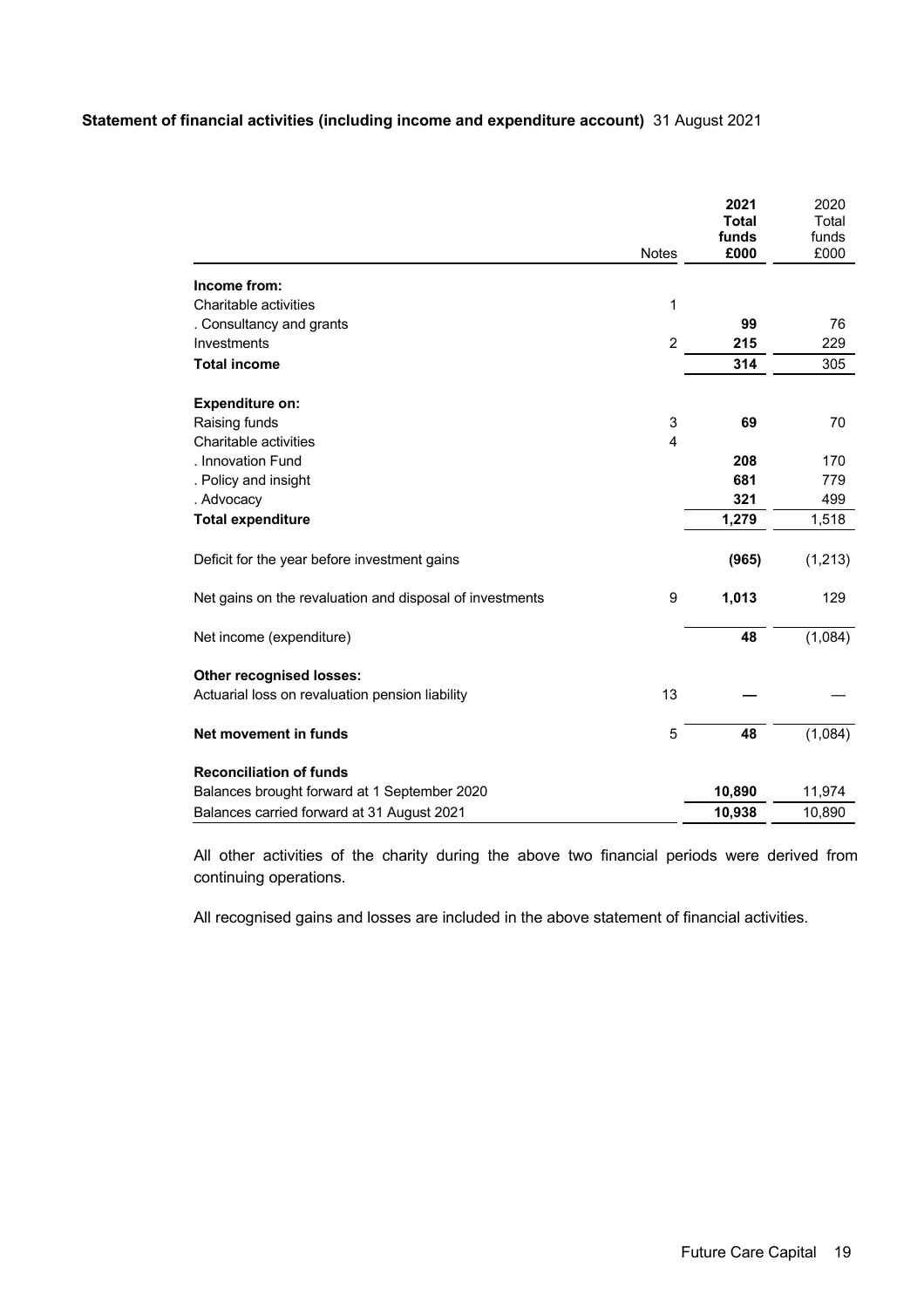**Statement of financial activities (including income and expenditure account)** 31 August 2021

| | Notes | **2021 Total funds £000** | 2020 Total funds £000 |
|---|---|---|---|
| **Income from:** | | | |
| Charitable activities | 1 | | |
| . Consultancy and grants | | **99** | 76 |
| Investments | 2 | **215** | 229 |
| **Total income** | | **314** | 305 |
| | | | |
| **Expenditure on:** | | | |
| Raising funds | 3 | **69** | 70 |
| Charitable activities | 4 | | |
| . Innovation Fund | | **208** | 170 |
| . Policy and insight | | **681** | 779 |
| . Advocacy | | **321** | 499 |
| **Total expenditure** | | **1,279** | 1,518 |
| | | | |
| Deficit for the year before investment gains | | **(965)** | (1,213) |
| | | | |
| Net gains on the revaluation and disposal of investments | 9 | **1,013** | 129 |
| | | | |
| Net income (expenditure) | | **48** | (1,084) |
| | | | |
| **Other recognised losses:** | | | |
| Actuarial loss on revaluation pension liability | 13 | **—** | — |
| | | | |
| **Net movement in funds** | 5 | **48** | (1,084) |
| | | | |
| **Reconciliation of funds** | | | |
| Balances brought forward at 1 September 2020 | | **10,890** | 11,974 |
| Balances carried forward at 31 August 2021 | | **10,938** | 10,890 |

All other activities of the charity during the above two financial periods were derived from continuing operations.

All recognised gains and losses are included in the above statement of financial activities.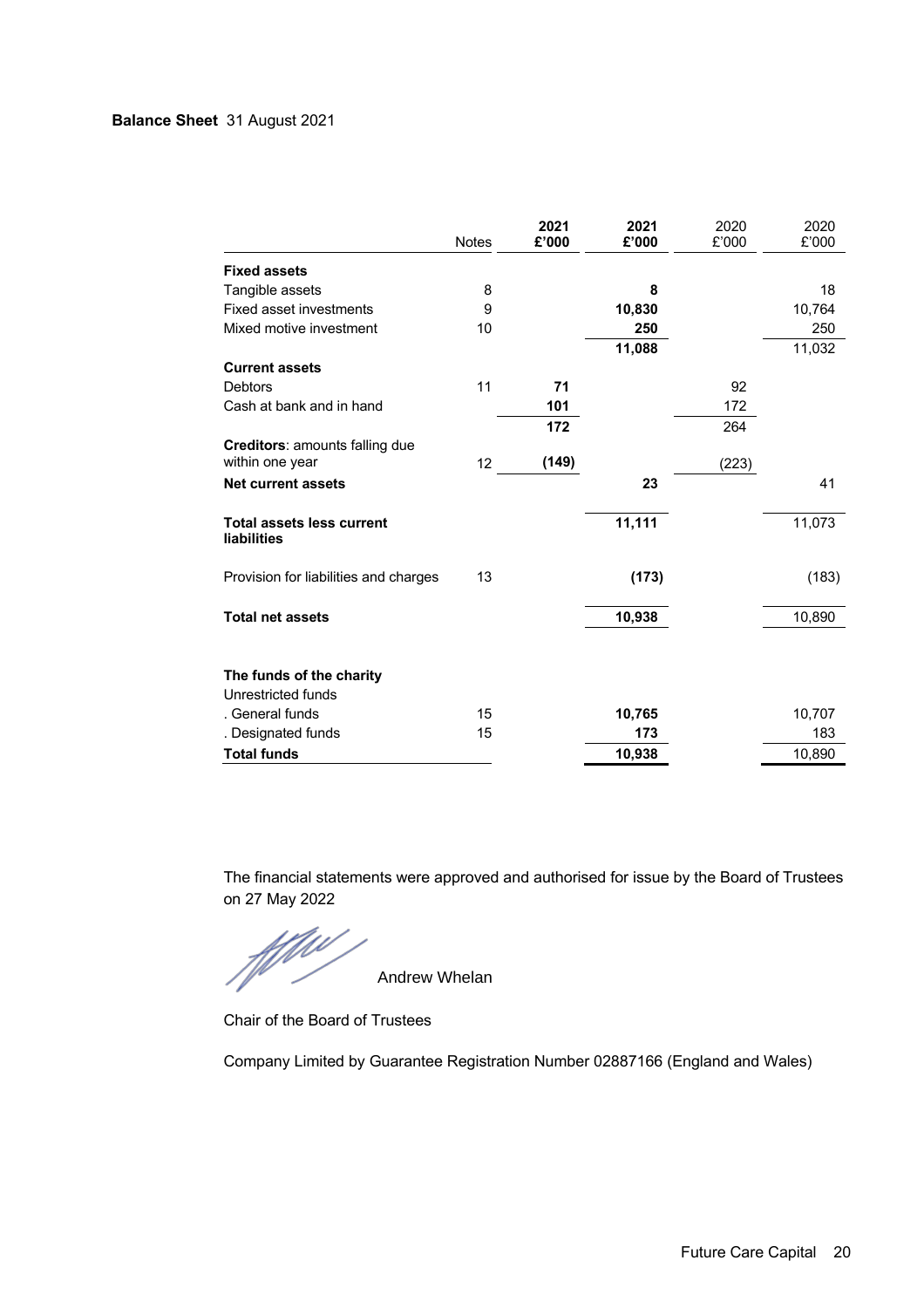**Balance Sheet** 31 August 2021

| | Notes | 2021 £'000 | 2021 £'000 | 2020 £'000 | 2020 £'000 |
|---|---|---|---|---|---|
| **Fixed assets** | | | | | |
| Tangible assets | 8 | | **8** | | 18 |
| Fixed asset investments | 9 | | **10,830** | | 10,764 |
| Mixed motive investment | 10 | | **250** | | 250 |
| | | | **11,088** | | 11,032 |
| **Current assets** | | | | | |
| Debtors | 11 | **71** | | 92 | |
| Cash at bank and in hand | | **101** | | 172 | |
| | | **172** | | 264 | |
| **Creditors**: amounts falling due within one year | 12 | **(149)** | | (223) | |
| **Net current assets** | | | **23** | | 41 |
| **Total assets less current liabilities** | | | **11,111** | | 11,073 |
| Provision for liabilities and charges | 13 | | **(173)** | | (183) |
| **Total net assets** | | | **10,938** | | 10,890 |
| | | | | | |
| **The funds of the charity** | | | | | |
| Unrestricted funds | | | | | |
| . General funds | 15 | | **10,765** | | 10,707 |
| . Designated funds | 15 | | **173** | | 183 |
| **Total funds** | | | **10,938** | | 10,890 |

The financial statements were approved and authorised for issue by the Board of Trustees on 27 May 2022

Andrew Whelan

Chair of the Board of Trustees

Company Limited by Guarantee Registration Number 02887166 (England and Wales)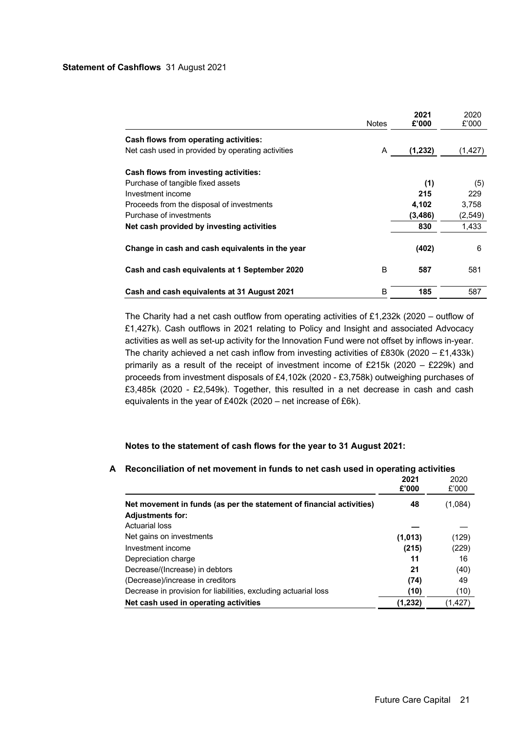**Statement of Cashflows** 31 August 2021

| | Notes | 2021 £'000 | 2020 £'000 |
|---|---|---|---|
| **Cash flows from operating activities:** | | | |
| Net cash used in provided by operating activities | A | **(1,232)** | (1,427) |
| **Cash flows from investing activities:** | | | |
| Purchase of tangible fixed assets | | **(1)** | (5) |
| Investment income | | **215** | 229 |
| Proceeds from the disposal of investments | | **4,102** | 3,758 |
| Purchase of investments | | **(3,486)** | (2,549) |
| **Net cash provided by investing activities** | | **830** | 1,433 |
| **Change in cash and cash equivalents in the year** | | **(402)** | 6 |
| **Cash and cash equivalents at 1 September 2020** | B | **587** | 581 |
| **Cash and cash equivalents at 31 August 2021** | B | **185** | 587 |

The Charity had a net cash outflow from operating activities of £1,232k (2020 – outflow of £1,427k). Cash outflows in 2021 relating to Policy and Insight and associated Advocacy activities as well as set-up activity for the Innovation Fund were not offset by inflows in-year. The charity achieved a net cash inflow from investing activities of £830k (2020 – £1,433k) primarily as a result of the receipt of investment income of £215k (2020 – £229k) and proceeds from investment disposals of £4,102k (2020 - £3,758k) outweighing purchases of £3,485k (2020 - £2,549k). Together, this resulted in a net decrease in cash and cash equivalents in the year of £402k (2020 – net increase of £6k).

**Notes to the statement of cash flows for the year to 31 August 2021:**

**A Reconciliation of net movement in funds to net cash used in operating activities**

| | 2021 £'000 | 2020 £'000 |
|---|---|---|
| **Net movement in funds (as per the statement of financial activities)** | **48** | (1,084) |
| **Adjustments for:** | | |
| Actuarial loss | **—** | — |
| Net gains on investments | **(1,013)** | (129) |
| Investment income | **(215)** | (229) |
| Depreciation charge | **11** | 16 |
| Decrease/(Increase) in debtors | **21** | (40) |
| (Decrease)/increase in creditors | **(74)** | 49 |
| Decrease in provision for liabilities, excluding actuarial loss | **(10)** | (10) |
| **Net cash used in operating activities** | **(1,232)** | (1,427) |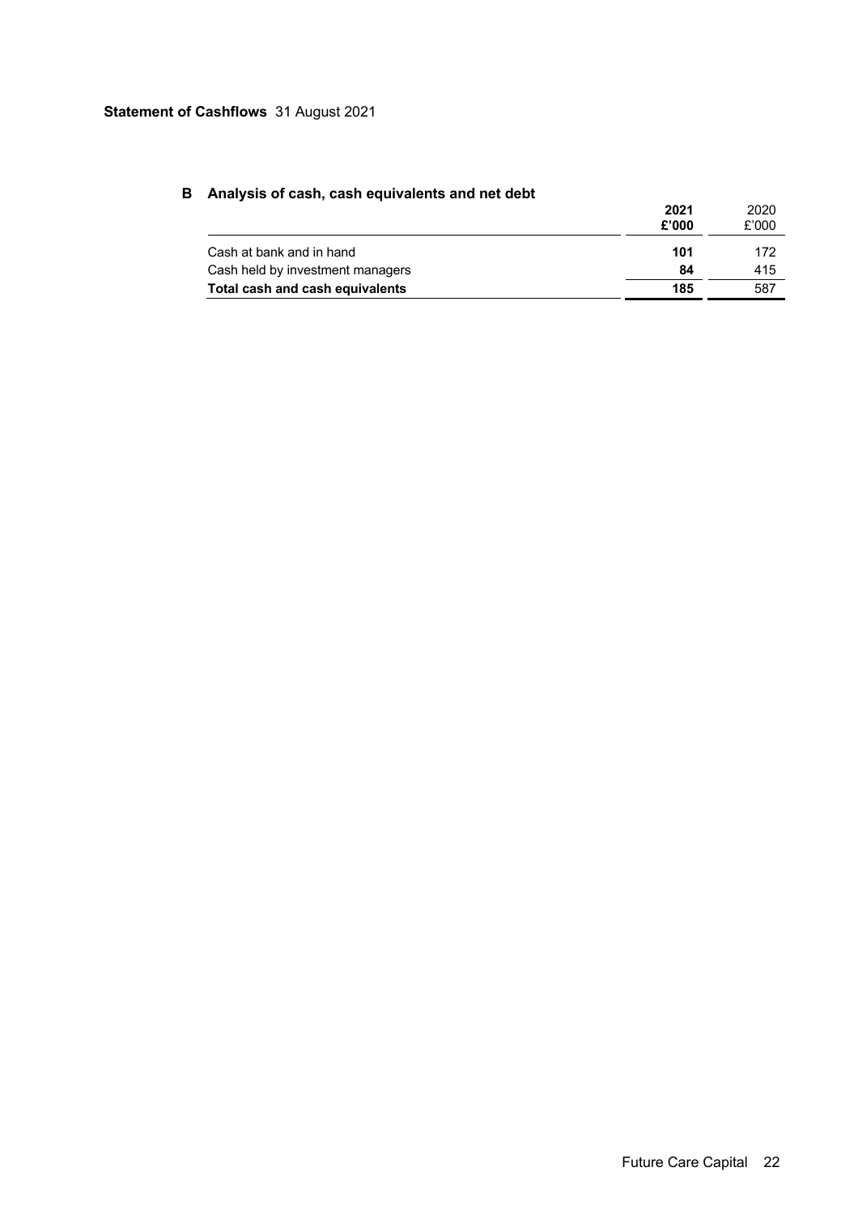## Statement of Cashflows 31 August 2021

### B Analysis of cash, cash equivalents and net debt

| | 2021 £'000 | 2020 £'000 |
|---|---|---|
| Cash at bank and in hand | **101** | 172 |
| Cash held by investment managers | **84** | 415 |
| **Total cash and cash equivalents** | **185** | 587 |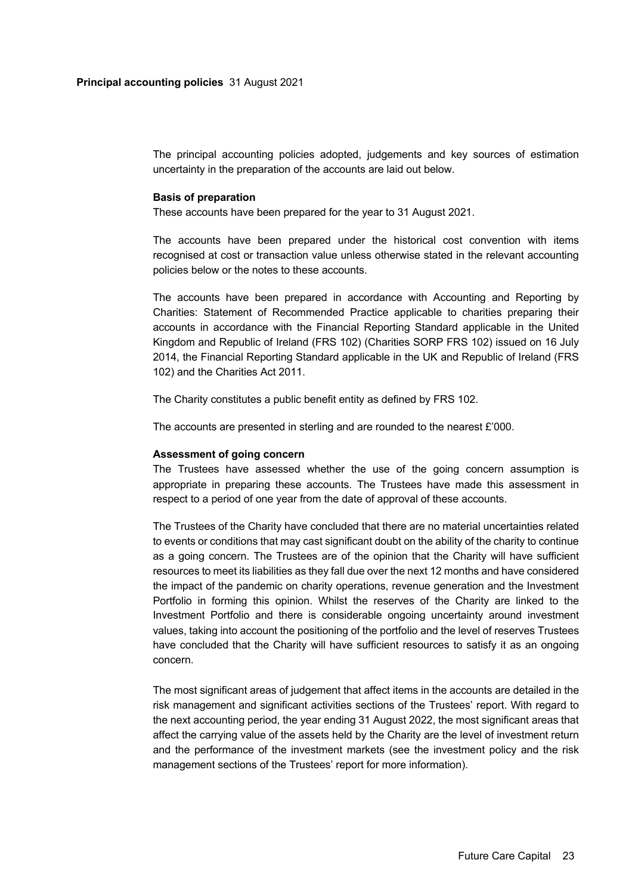## Principal accounting policies 31 August 2021

The principal accounting policies adopted, judgements and key sources of estimation uncertainty in the preparation of the accounts are laid out below.

### Basis of preparation

These accounts have been prepared for the year to 31 August 2021.

The accounts have been prepared under the historical cost convention with items recognised at cost or transaction value unless otherwise stated in the relevant accounting policies below or the notes to these accounts.

The accounts have been prepared in accordance with Accounting and Reporting by Charities: Statement of Recommended Practice applicable to charities preparing their accounts in accordance with the Financial Reporting Standard applicable in the United Kingdom and Republic of Ireland (FRS 102) (Charities SORP FRS 102) issued on 16 July 2014, the Financial Reporting Standard applicable in the UK and Republic of Ireland (FRS 102) and the Charities Act 2011.

The Charity constitutes a public benefit entity as defined by FRS 102.

The accounts are presented in sterling and are rounded to the nearest £'000.

### Assessment of going concern

The Trustees have assessed whether the use of the going concern assumption is appropriate in preparing these accounts. The Trustees have made this assessment in respect to a period of one year from the date of approval of these accounts.

The Trustees of the Charity have concluded that there are no material uncertainties related to events or conditions that may cast significant doubt on the ability of the charity to continue as a going concern. The Trustees are of the opinion that the Charity will have sufficient resources to meet its liabilities as they fall due over the next 12 months and have considered the impact of the pandemic on charity operations, revenue generation and the Investment Portfolio in forming this opinion. Whilst the reserves of the Charity are linked to the Investment Portfolio and there is considerable ongoing uncertainty around investment values, taking into account the positioning of the portfolio and the level of reserves Trustees have concluded that the Charity will have sufficient resources to satisfy it as an ongoing concern.

The most significant areas of judgement that affect items in the accounts are detailed in the risk management and significant activities sections of the Trustees' report. With regard to the next accounting period, the year ending 31 August 2022, the most significant areas that affect the carrying value of the assets held by the Charity are the level of investment return and the performance of the investment markets (see the investment policy and the risk management sections of the Trustees' report for more information).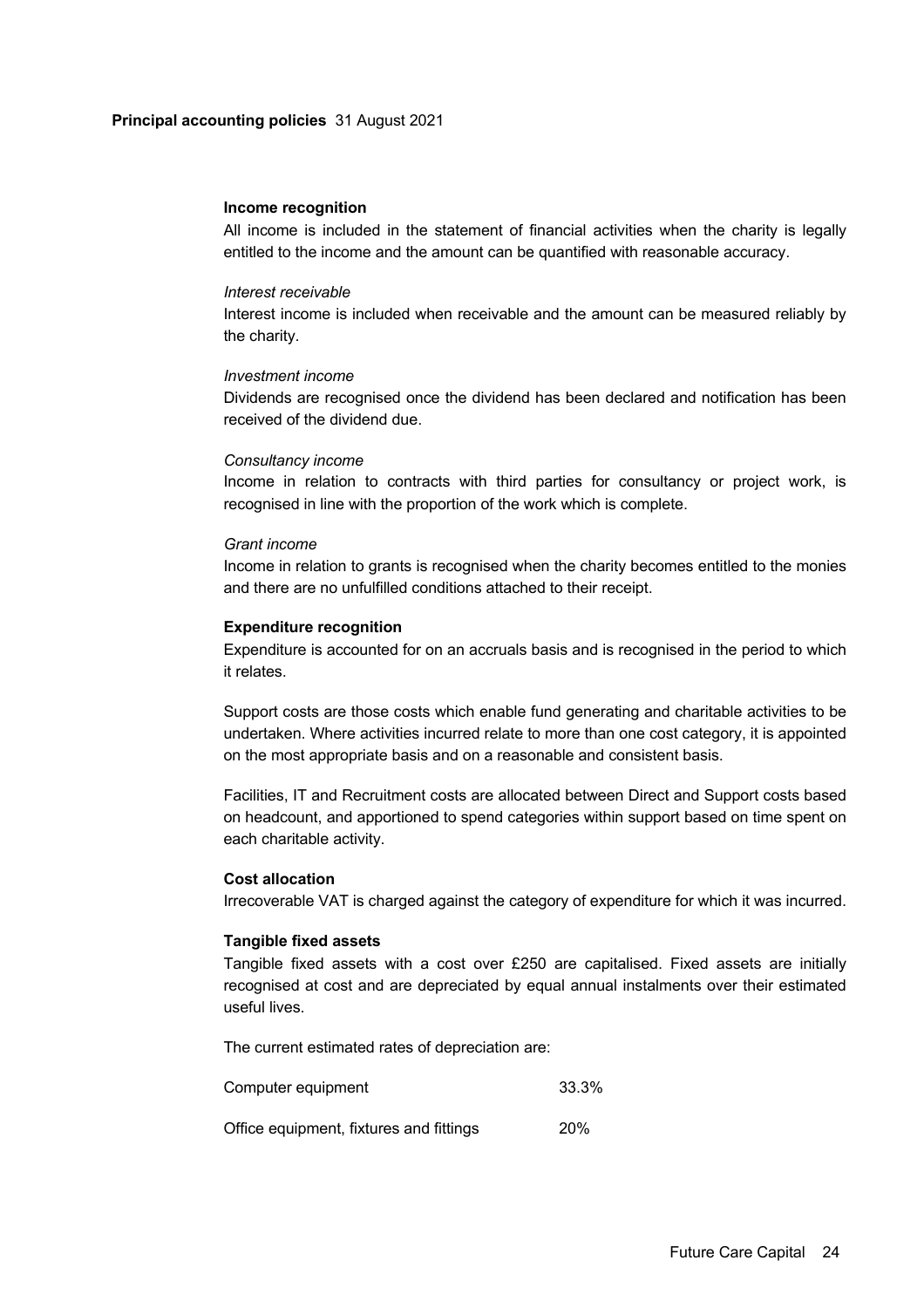**Principal accounting policies** 31 August 2021

**Income recognition**

All income is included in the statement of financial activities when the charity is legally entitled to the income and the amount can be quantified with reasonable accuracy.

*Interest receivable*

Interest income is included when receivable and the amount can be measured reliably by the charity.

*Investment income*

Dividends are recognised once the dividend has been declared and notification has been received of the dividend due.

*Consultancy income*

Income in relation to contracts with third parties for consultancy or project work, is recognised in line with the proportion of the work which is complete.

*Grant income*

Income in relation to grants is recognised when the charity becomes entitled to the monies and there are no unfulfilled conditions attached to their receipt.

**Expenditure recognition**

Expenditure is accounted for on an accruals basis and is recognised in the period to which it relates.

Support costs are those costs which enable fund generating and charitable activities to be undertaken. Where activities incurred relate to more than one cost category, it is appointed on the most appropriate basis and on a reasonable and consistent basis.

Facilities, IT and Recruitment costs are allocated between Direct and Support costs based on headcount, and apportioned to spend categories within support based on time spent on each charitable activity.

**Cost allocation**

Irrecoverable VAT is charged against the category of expenditure for which it was incurred.

**Tangible fixed assets**

Tangible fixed assets with a cost over £250 are capitalised. Fixed assets are initially recognised at cost and are depreciated by equal annual instalments over their estimated useful lives.

The current estimated rates of depreciation are:

| | |
|---|---|
| Computer equipment | 33.3% |
| Office equipment, fixtures and fittings | 20% |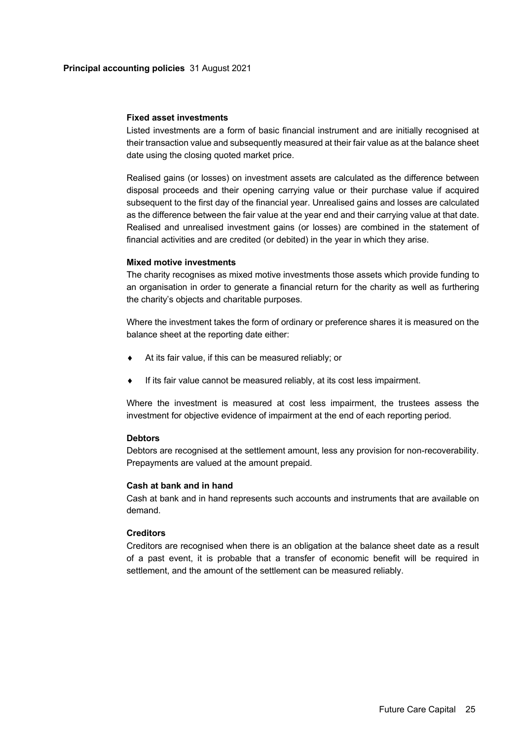### Fixed asset investments

Listed investments are a form of basic financial instrument and are initially recognised at their transaction value and subsequently measured at their fair value as at the balance sheet date using the closing quoted market price.

Realised gains (or losses) on investment assets are calculated as the difference between disposal proceeds and their opening carrying value or their purchase value if acquired subsequent to the first day of the financial year. Unrealised gains and losses are calculated as the difference between the fair value at the year end and their carrying value at that date. Realised and unrealised investment gains (or losses) are combined in the statement of financial activities and are credited (or debited) in the year in which they arise.

### Mixed motive investments

The charity recognises as mixed motive investments those assets which provide funding to an organisation in order to generate a financial return for the charity as well as furthering the charity's objects and charitable purposes.

Where the investment takes the form of ordinary or preference shares it is measured on the balance sheet at the reporting date either:

- At its fair value, if this can be measured reliably; or
- If its fair value cannot be measured reliably, at its cost less impairment.

Where the investment is measured at cost less impairment, the trustees assess the investment for objective evidence of impairment at the end of each reporting period.

### Debtors

Debtors are recognised at the settlement amount, less any provision for non-recoverability. Prepayments are valued at the amount prepaid.

### Cash at bank and in hand

Cash at bank and in hand represents such accounts and instruments that are available on demand.

### Creditors

Creditors are recognised when there is an obligation at the balance sheet date as a result of a past event, it is probable that a transfer of economic benefit will be required in settlement, and the amount of the settlement can be measured reliably.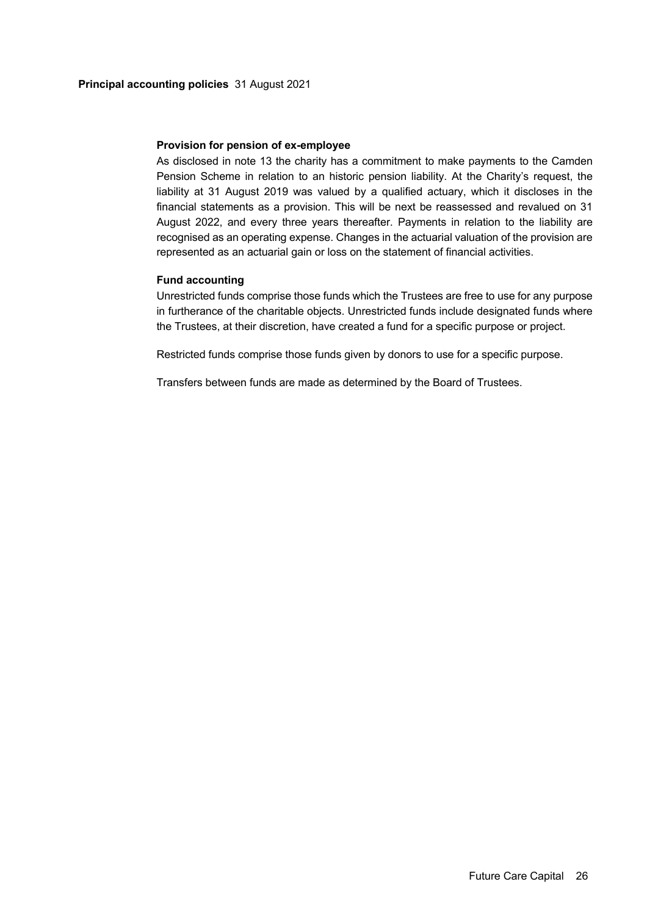**Principal accounting policies** 31 August 2021

**Provision for pension of ex-employee**

As disclosed in note 13 the charity has a commitment to make payments to the Camden Pension Scheme in relation to an historic pension liability. At the Charity's request, the liability at 31 August 2019 was valued by a qualified actuary, which it discloses in the financial statements as a provision. This will be next be reassessed and revalued on 31 August 2022, and every three years thereafter. Payments in relation to the liability are recognised as an operating expense. Changes in the actuarial valuation of the provision are represented as an actuarial gain or loss on the statement of financial activities.

**Fund accounting**

Unrestricted funds comprise those funds which the Trustees are free to use for any purpose in furtherance of the charitable objects. Unrestricted funds include designated funds where the Trustees, at their discretion, have created a fund for a specific purpose or project.

Restricted funds comprise those funds given by donors to use for a specific purpose.

Transfers between funds are made as determined by the Board of Trustees.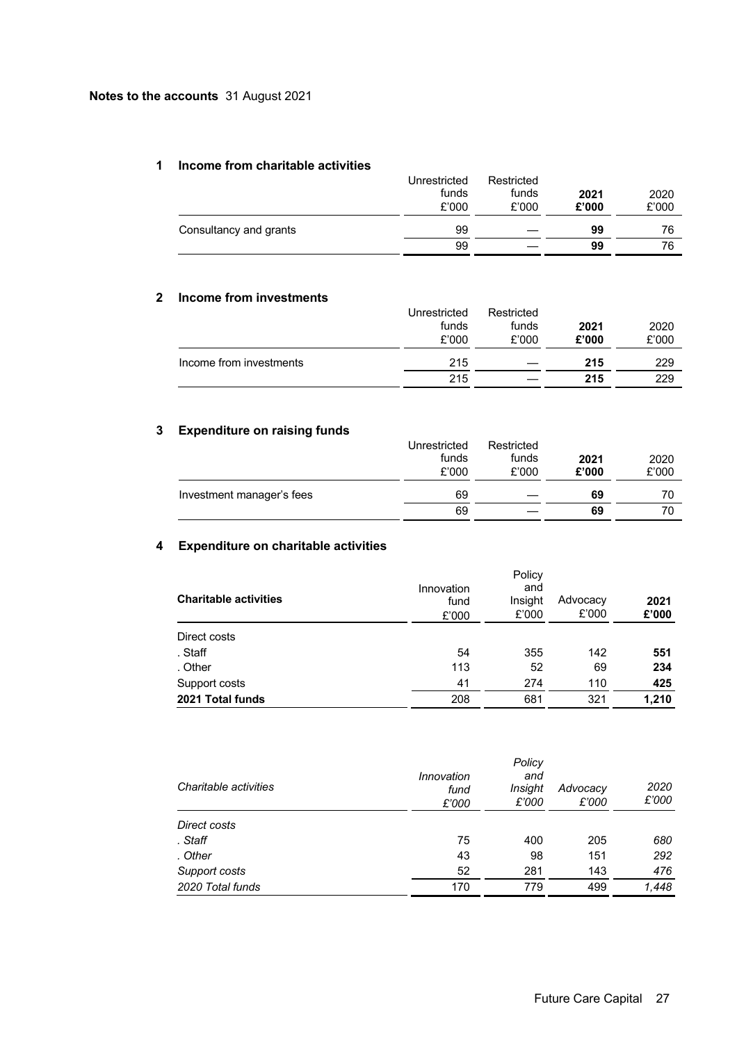**Notes to the accounts** 31 August 2021

## 1 Income from charitable activities

| | Unrestricted funds £'000 | Restricted funds £'000 | **2021 £'000** | 2020 £'000 |
|---|---|---|---|---|
| Consultancy and grants | 99 | — | **99** | 76 |
| | 99 | — | **99** | 76 |

## 2 Income from investments

| | Unrestricted funds £'000 | Restricted funds £'000 | **2021 £'000** | 2020 £'000 |
|---|---|---|---|---|
| Income from investments | 215 | — | **215** | 229 |
| | 215 | — | **215** | 229 |

## 3 Expenditure on raising funds

| | Unrestricted funds £'000 | Restricted funds £'000 | **2021 £'000** | 2020 £'000 |
|---|---|---|---|---|
| Investment manager's fees | 69 | — | **69** | 70 |
| | 69 | — | **69** | 70 |

## 4 Expenditure on charitable activities

| **Charitable activities** | Innovation fund £'000 | Policy and Insight £'000 | Advocacy £'000 | **2021 £'000** |
|---|---|---|---|---|
| Direct costs | | | | |
| . Staff | 54 | 355 | 142 | **551** |
| . Other | 113 | 52 | 69 | **234** |
| Support costs | 41 | 274 | 110 | **425** |
| **2021 Total funds** | 208 | 681 | 321 | **1,210** |

| *Charitable activities* | *Innovation fund £'000* | *Policy and Insight £'000* | *Advocacy £'000* | *2020 £'000* |
|---|---|---|---|---|
| *Direct costs* | | | | |
| *. Staff* | 75 | 400 | 205 | *680* |
| *. Other* | 43 | 98 | 151 | *292* |
| *Support costs* | 52 | 281 | 143 | *476* |
| *2020 Total funds* | 170 | 779 | 499 | *1,448* |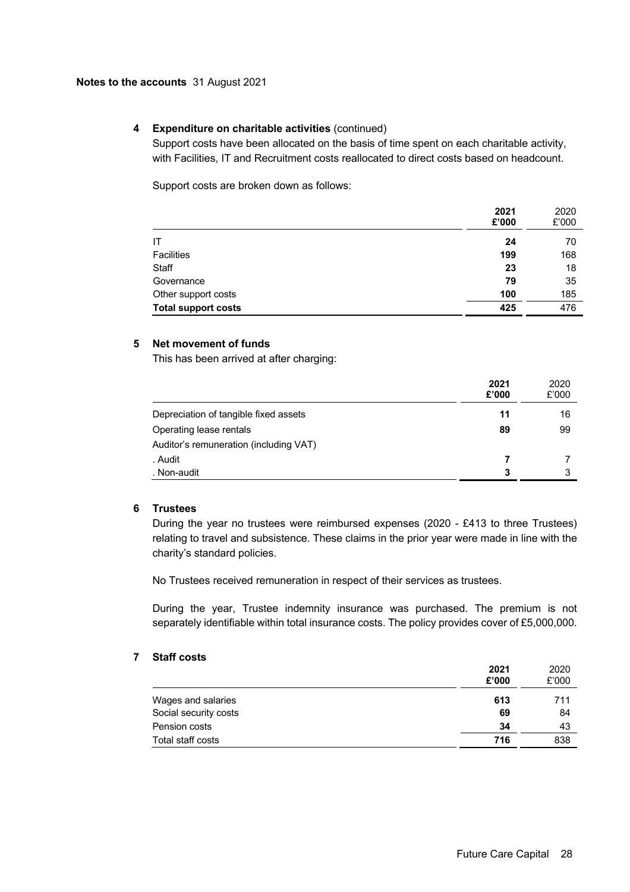**Notes to the accounts** 31 August 2021

## 4 Expenditure on charitable activities (continued)

Support costs have been allocated on the basis of time spent on each charitable activity, with Facilities, IT and Recruitment costs reallocated to direct costs based on headcount.

Support costs are broken down as follows:

| | 2021 £'000 | 2020 £'000 |
|---|---|---|
| IT | **24** | 70 |
| Facilities | **199** | 168 |
| Staff | **23** | 18 |
| Governance | **79** | 35 |
| Other support costs | **100** | 185 |
| **Total support costs** | **425** | 476 |

## 5 Net movement of funds

This has been arrived at after charging:

| | 2021 £'000 | 2020 £'000 |
|---|---|---|
| Depreciation of tangible fixed assets | **11** | 16 |
| Operating lease rentals | **89** | 99 |
| Auditor's remuneration (including VAT) | | |
| . Audit | **7** | 7 |
| . Non-audit | **3** | 3 |

## 6 Trustees

During the year no trustees were reimbursed expenses (2020 - £413 to three Trustees) relating to travel and subsistence. These claims in the prior year were made in line with the charity's standard policies.

No Trustees received remuneration in respect of their services as trustees.

During the year, Trustee indemnity insurance was purchased. The premium is not separately identifiable within total insurance costs. The policy provides cover of £5,000,000.

## 7 Staff costs

| | 2021 £'000 | 2020 £'000 |
|---|---|---|
| Wages and salaries | **613** | 711 |
| Social security costs | **69** | 84 |
| Pension costs | **34** | 43 |
| Total staff costs | **716** | 838 |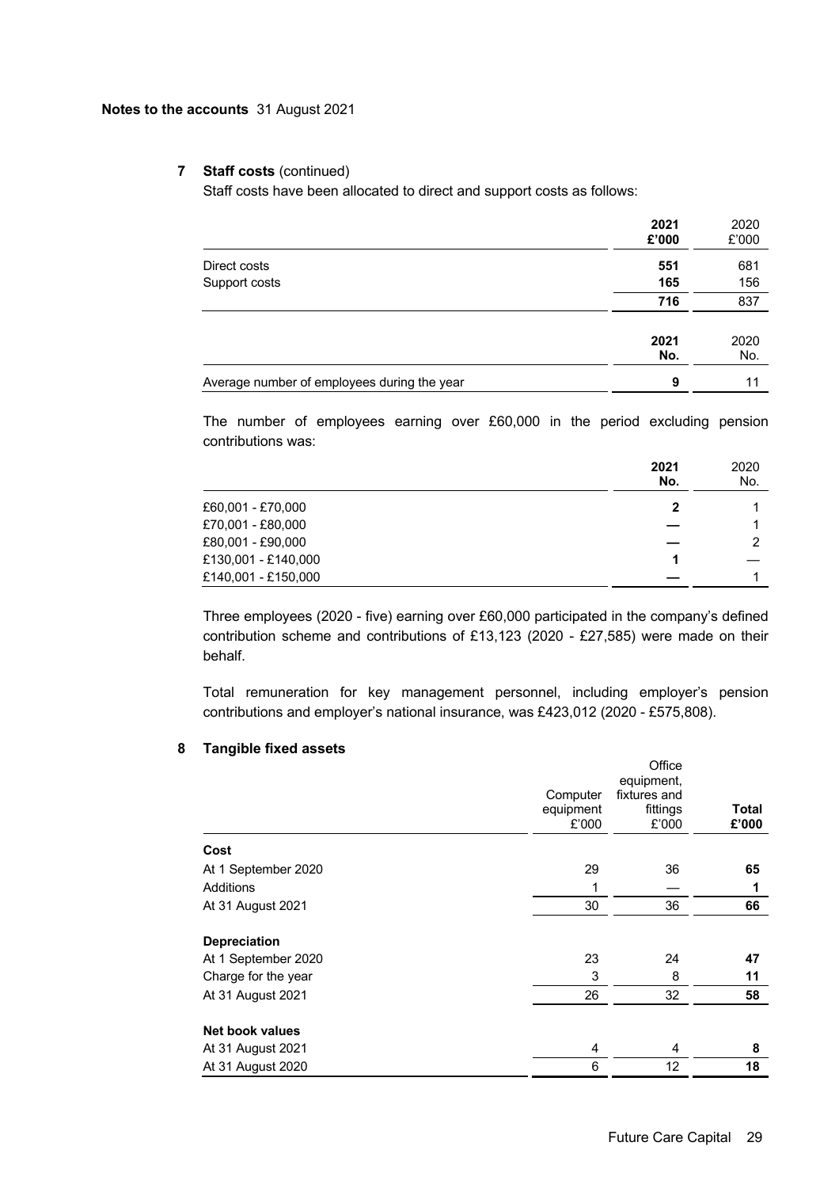**Notes to the accounts** 31 August 2021

### 7 Staff costs (continued)

Staff costs have been allocated to direct and support costs as follows:

| | 2021 £'000 | 2020 £'000 |
|---|---|---|
| Direct costs | **551** | 681 |
| Support costs | **165** | 156 |
| | **716** | 837 |

| | 2021 No. | 2020 No. |
|---|---|---|
| Average number of employees during the year | **9** | 11 |

The number of employees earning over £60,000 in the period excluding pension contributions was:

| | 2021 No. | 2020 No. |
|---|---|---|
| £60,001 - £70,000 | **2** | 1 |
| £70,001 - £80,000 | **—** | 1 |
| £80,001 - £90,000 | **—** | 2 |
| £130,001 - £140,000 | **1** | — |
| £140,001 - £150,000 | **—** | 1 |

Three employees (2020 - five) earning over £60,000 participated in the company's defined contribution scheme and contributions of £13,123 (2020 - £27,585) were made on their behalf.

Total remuneration for key management personnel, including employer's pension contributions and employer's national insurance, was £423,012 (2020 - £575,808).

### 8 Tangible fixed assets

| | Computer equipment £'000 | Office equipment, fixtures and fittings £'000 | Total £'000 |
|---|---|---|---|
| **Cost** | | | |
| At 1 September 2020 | 29 | 36 | **65** |
| Additions | 1 | — | **1** |
| At 31 August 2021 | 30 | 36 | **66** |
| **Depreciation** | | | |
| At 1 September 2020 | 23 | 24 | **47** |
| Charge for the year | 3 | 8 | **11** |
| At 31 August 2021 | 26 | 32 | **58** |
| **Net book values** | | | |
| At 31 August 2021 | 4 | 4 | **8** |
| At 31 August 2020 | 6 | 12 | **18** |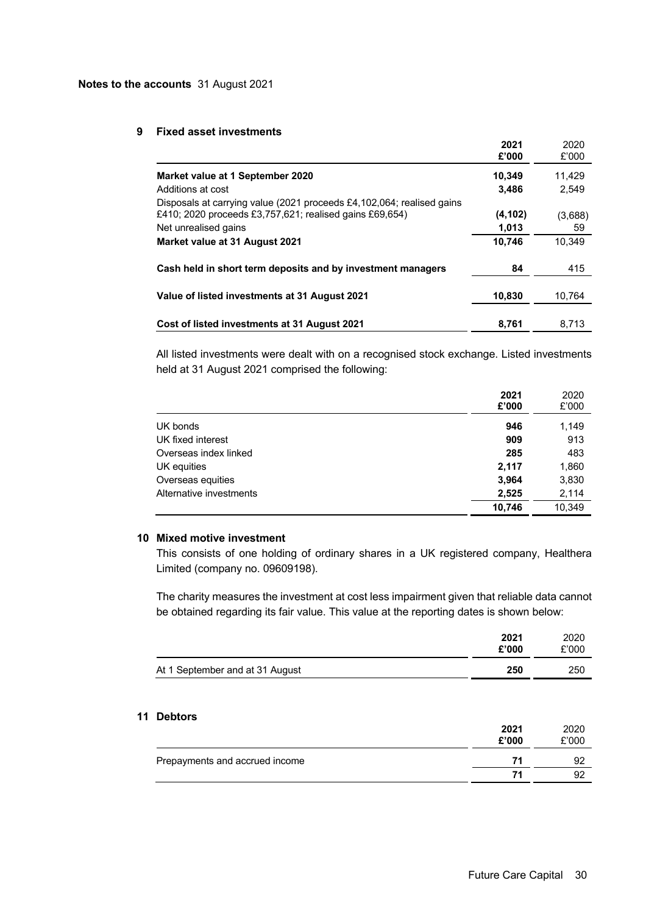**Notes to the accounts** 31 August 2021

## 9 Fixed asset investments

| | 2021 £'000 | 2020 £'000 |
|---|---|---|
| **Market value at 1 September 2020** | **10,349** | 11,429 |
| Additions at cost | **3,486** | 2,549 |
| Disposals at carrying value (2021 proceeds £4,102,064; realised gains £410; 2020 proceeds £3,757,621; realised gains £69,654) | **(4,102)** | (3,688) |
| Net unrealised gains | **1,013** | 59 |
| **Market value at 31 August 2021** | **10,746** | 10,349 |
| **Cash held in short term deposits and by investment managers** | **84** | 415 |
| **Value of listed investments at 31 August 2021** | **10,830** | 10,764 |
| **Cost of listed investments at 31 August 2021** | **8,761** | 8,713 |

All listed investments were dealt with on a recognised stock exchange. Listed investments held at 31 August 2021 comprised the following:

| | 2021 £'000 | 2020 £'000 |
|---|---|---|
| UK bonds | **946** | 1,149 |
| UK fixed interest | **909** | 913 |
| Overseas index linked | **285** | 483 |
| UK equities | **2,117** | 1,860 |
| Overseas equities | **3,964** | 3,830 |
| Alternative investments | **2,525** | 2,114 |
| | **10,746** | 10,349 |

## 10 Mixed motive investment

This consists of one holding of ordinary shares in a UK registered company, Healthera Limited (company no. 09609198).

The charity measures the investment at cost less impairment given that reliable data cannot be obtained regarding its fair value. This value at the reporting dates is shown below:

| | 2021 £'000 | 2020 £'000 |
|---|---|---|
| At 1 September and at 31 August | **250** | 250 |

## 11 Debtors

| | 2021 £'000 | 2020 £'000 |
|---|---|---|
| Prepayments and accrued income | **71** | 92 |
| | **71** | 92 |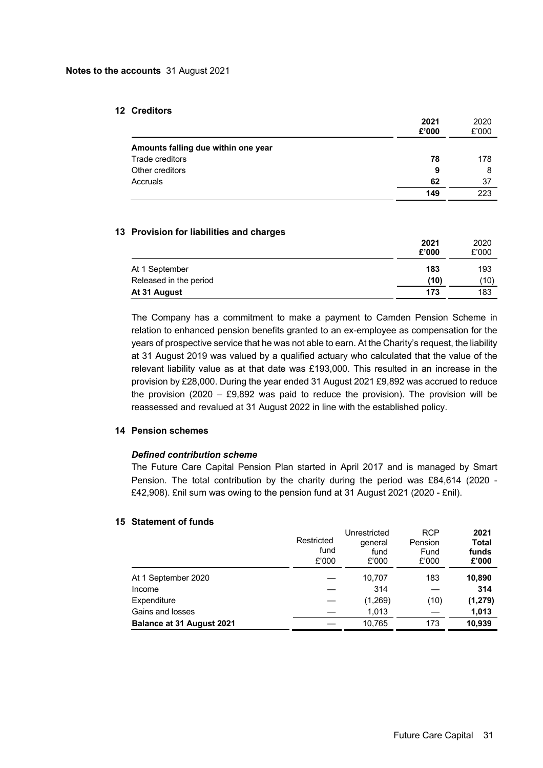**Notes to the accounts** 31 August 2021

## 12 Creditors

| | 2021 £'000 | 2020 £'000 |
|---|---|---|
| **Amounts falling due within one year** | | |
| Trade creditors | **78** | 178 |
| Other creditors | **9** | 8 |
| Accruals | **62** | 37 |
| | **149** | 223 |

## 13 Provision for liabilities and charges

| | 2021 £'000 | 2020 £'000 |
|---|---|---|
| At 1 September | **183** | 193 |
| Released in the period | **(10)** | (10) |
| **At 31 August** | **173** | 183 |

The Company has a commitment to make a payment to Camden Pension Scheme in relation to enhanced pension benefits granted to an ex-employee as compensation for the years of prospective service that he was not able to earn. At the Charity's request, the liability at 31 August 2019 was valued by a qualified actuary who calculated that the value of the relevant liability value as at that date was £193,000. This resulted in an increase in the provision by £28,000. During the year ended 31 August 2021 £9,892 was accrued to reduce the provision (2020 – £9,892 was paid to reduce the provision). The provision will be reassessed and revalued at 31 August 2022 in line with the established policy.

## 14 Pension schemes

***Defined contribution scheme***

The Future Care Capital Pension Plan started in April 2017 and is managed by Smart Pension. The total contribution by the charity during the period was £84,614 (2020 - £42,908). £nil sum was owing to the pension fund at 31 August 2021 (2020 - £nil).

## 15 Statement of funds

| | Restricted fund £'000 | Unrestricted general fund £'000 | RCP Pension Fund £'000 | 2021 Total funds £'000 |
|---|---|---|---|---|
| At 1 September 2020 | — | 10,707 | 183 | **10,890** |
| Income | — | 314 | — | **314** |
| Expenditure | — | (1,269) | (10) | **(1,279)** |
| Gains and losses | — | 1,013 | — | **1,013** |
| **Balance at 31 August 2021** | — | 10,765 | 173 | **10,939** |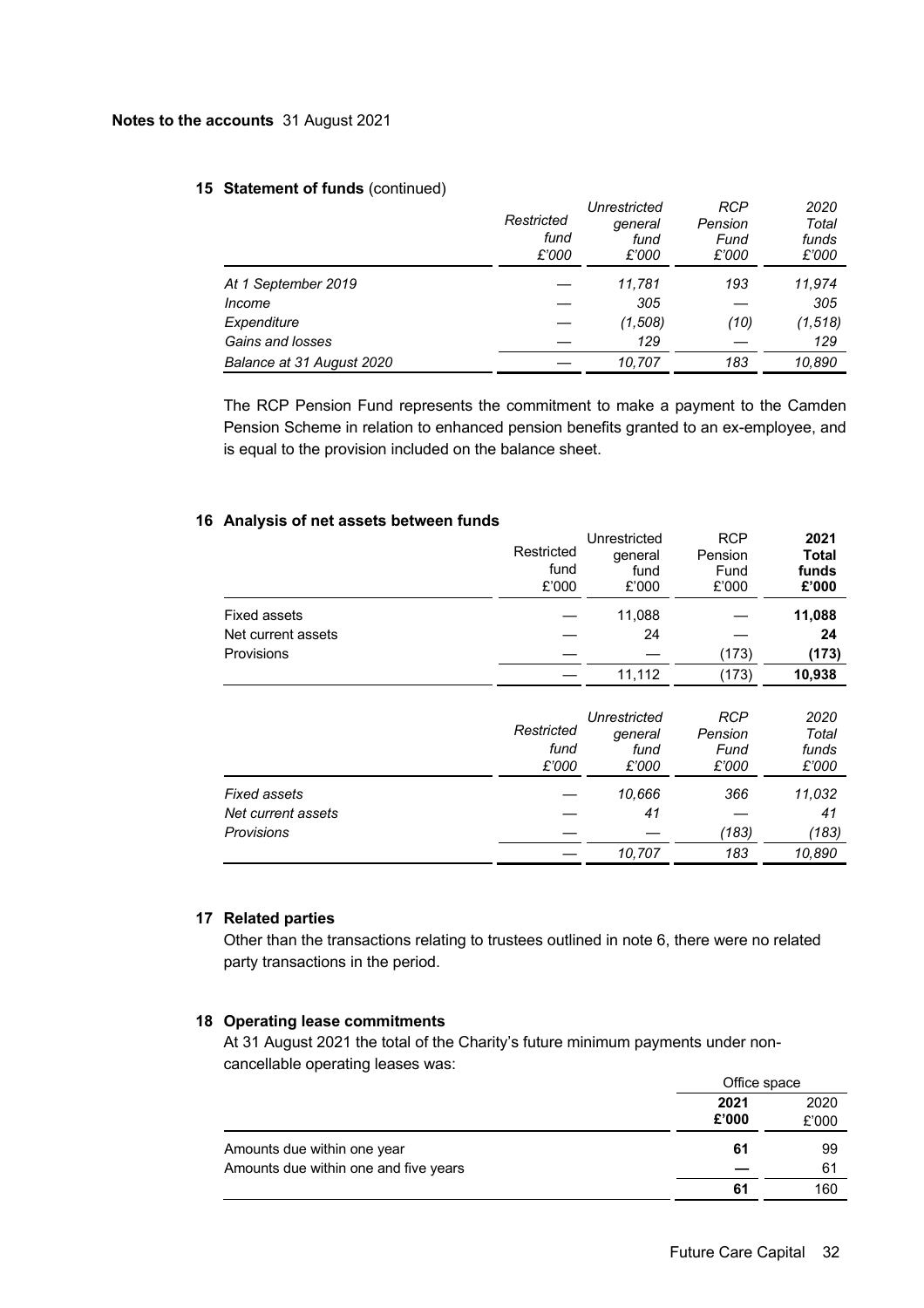**Notes to the accounts** 31 August 2021

## 15 Statement of funds (continued)

| | *Restricted fund £'000* | *Unrestricted general fund £'000* | *RCP Pension Fund £'000* | *2020 Total funds £'000* |
|---|---|---|---|---|
| *At 1 September 2019* | — | *11,781* | *193* | *11,974* |
| *Income* | — | *305* | — | *305* |
| *Expenditure* | — | *(1,508)* | *(10)* | *(1,518)* |
| *Gains and losses* | — | *129* | — | *129* |
| *Balance at 31 August 2020* | — | *10,707* | *183* | *10,890* |

The RCP Pension Fund represents the commitment to make a payment to the Camden Pension Scheme in relation to enhanced pension benefits granted to an ex-employee, and is equal to the provision included on the balance sheet.

## 16 Analysis of net assets between funds

| | Restricted fund £'000 | Unrestricted general fund £'000 | RCP Pension Fund £'000 | **2021 Total funds £'000** |
|---|---|---|---|---|
| Fixed assets | — | 11,088 | — | **11,088** |
| Net current assets | — | 24 | — | **24** |
| Provisions | — | — | (173) | **(173)** |
| | — | 11,112 | (173) | **10,938** |

| | *Restricted fund £'000* | *Unrestricted general fund £'000* | *RCP Pension Fund £'000* | *2020 Total funds £'000* |
|---|---|---|---|---|
| *Fixed assets* | — | *10,666* | *366* | *11,032* |
| *Net current assets* | — | *41* | — | *41* |
| *Provisions* | — | — | *(183)* | *(183)* |
| | — | *10,707* | *183* | *10,890* |

## 17 Related parties

Other than the transactions relating to trustees outlined in note 6, there were no related party transactions in the period.

## 18 Operating lease commitments

At 31 August 2021 the total of the Charity's future minimum payments under non-cancellable operating leases was:

| | Office space | |
|---|---|---|
| | **2021 £'000** | 2020 £'000 |
| Amounts due within one year | **61** | 99 |
| Amounts due within one and five years | **—** | 61 |
| | **61** | 160 |